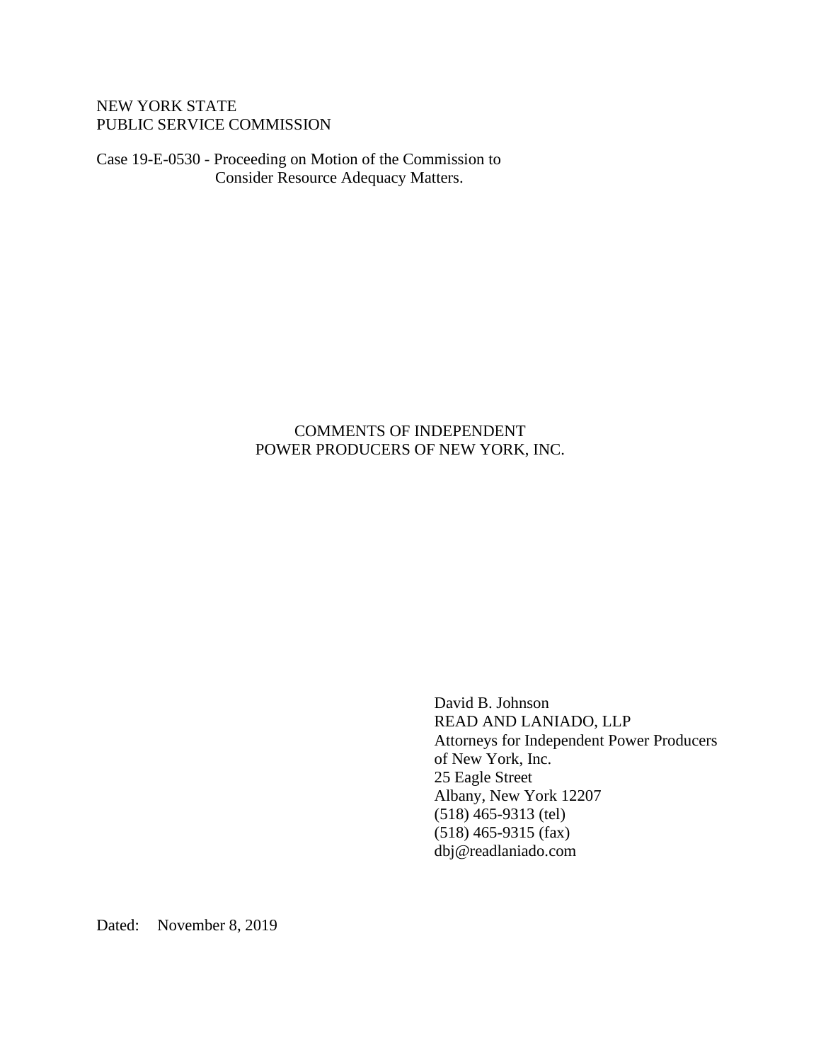NEW YORK STATE
PUBLIC SERVICE COMMISSION

Case 19-E-0530 - Proceeding on Motion of the Commission to Consider Resource Adequacy Matters.

# COMMENTS OF INDEPENDENT POWER PRODUCERS OF NEW YORK, INC.

David B. Johnson
READ AND LANIADO, LLP
Attorneys for Independent Power Producers of New York, Inc.
25 Eagle Street
Albany, New York 12207
(518) 465-9313 (tel)
(518) 465-9315 (fax)
dbj@readlaniado.com

Dated: November 8, 2019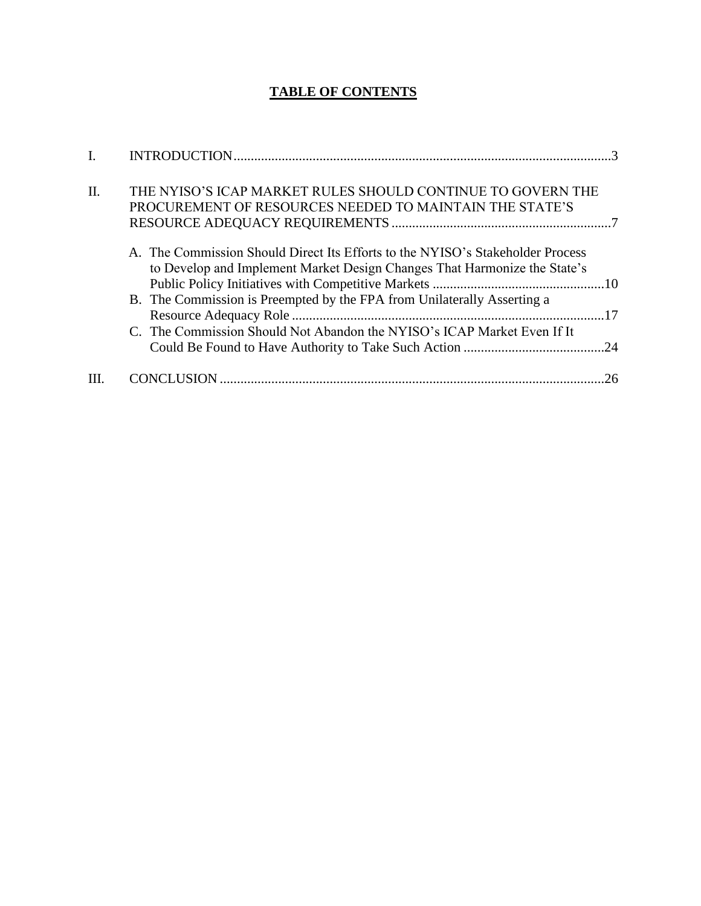# TABLE OF CONTENTS

I. INTRODUCTION ..................................................................................................... 3

II. THE NYISO'S ICAP MARKET RULES SHOULD CONTINUE TO GOVERN THE PROCUREMENT OF RESOURCES NEEDED TO MAINTAIN THE STATE'S RESOURCE ADEQUACY REQUIREMENTS ................................................................. 7

   A. The Commission Should Direct Its Efforts to the NYISO's Stakeholder Process to Develop and Implement Market Design Changes That Harmonize the State's Public Policy Initiatives with Competitive Markets .................................................. 10

   B. The Commission is Preempted by the FPA from Unilaterally Asserting a Resource Adequacy Role ........................................................................................... 17

   C. The Commission Should Not Abandon the NYISO's ICAP Market Even If It Could Be Found to Have Authority to Take Such Action ......................................... 24

III. CONCLUSION ..................................................................................................... 26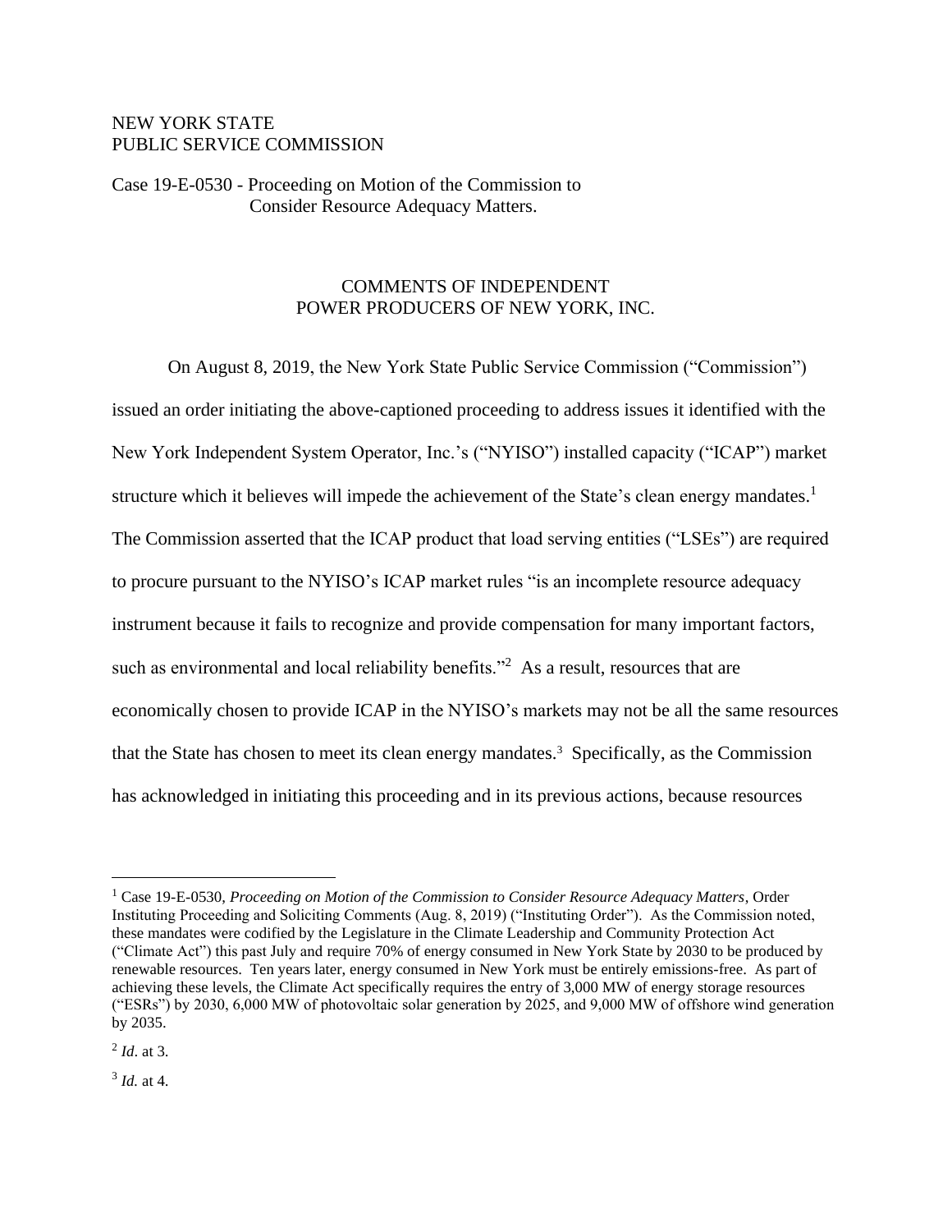NEW YORK STATE
PUBLIC SERVICE COMMISSION

Case 19-E-0530 - Proceeding on Motion of the Commission to Consider Resource Adequacy Matters.

## COMMENTS OF INDEPENDENT POWER PRODUCERS OF NEW YORK, INC.

On August 8, 2019, the New York State Public Service Commission ("Commission") issued an order initiating the above-captioned proceeding to address issues it identified with the New York Independent System Operator, Inc.'s ("NYISO") installed capacity ("ICAP") market structure which it believes will impede the achievement of the State's clean energy mandates.[1] The Commission asserted that the ICAP product that load serving entities ("LSEs") are required to procure pursuant to the NYISO's ICAP market rules "is an incomplete resource adequacy instrument because it fails to recognize and provide compensation for many important factors, such as environmental and local reliability benefits."[2] As a result, resources that are economically chosen to provide ICAP in the NYISO's markets may not be all the same resources that the State has chosen to meet its clean energy mandates.[3] Specifically, as the Commission has acknowledged in initiating this proceeding and in its previous actions, because resources

---

[1] Case 19-E-0530, *Proceeding on Motion of the Commission to Consider Resource Adequacy Matters*, Order Instituting Proceeding and Soliciting Comments (Aug. 8, 2019) ("Instituting Order"). As the Commission noted, these mandates were codified by the Legislature in the Climate Leadership and Community Protection Act ("Climate Act") this past July and require 70% of energy consumed in New York State by 2030 to be produced by renewable resources. Ten years later, energy consumed in New York must be entirely emissions-free. As part of achieving these levels, the Climate Act specifically requires the entry of 3,000 MW of energy storage resources ("ESRs") by 2030, 6,000 MW of photovoltaic solar generation by 2025, and 9,000 MW of offshore wind generation by 2035.

[2] *Id*. at 3.

[3] *Id.* at 4.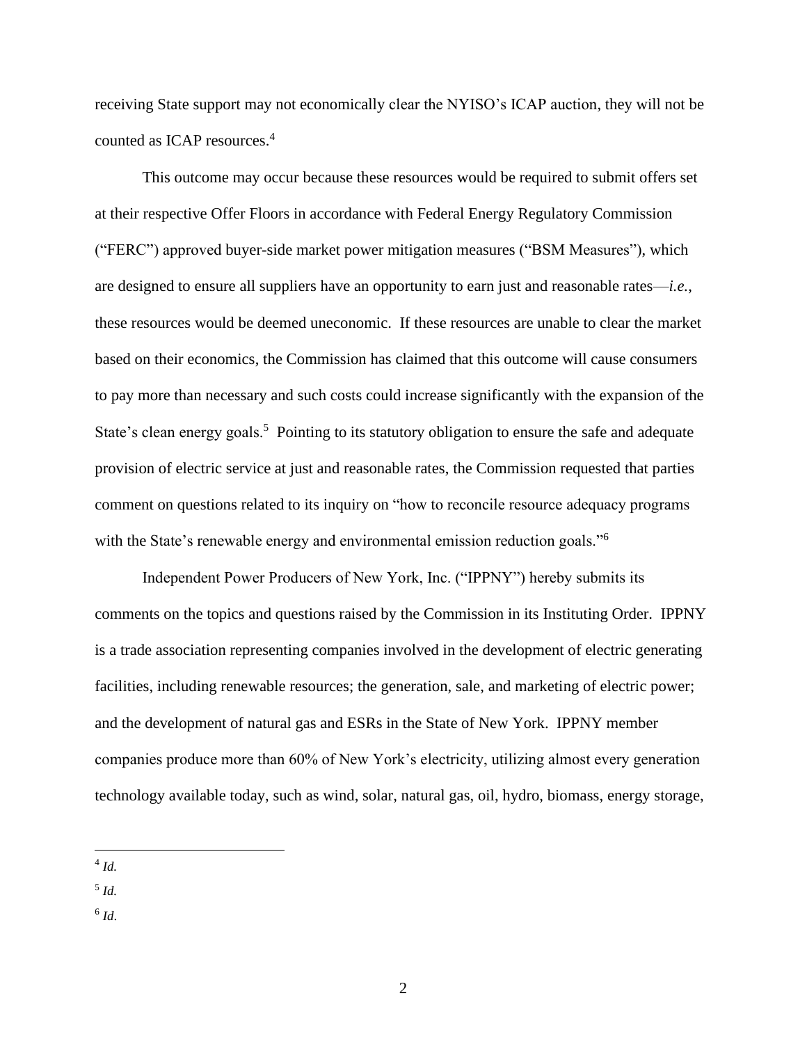receiving State support may not economically clear the NYISO's ICAP auction, they will not be counted as ICAP resources.[4]

This outcome may occur because these resources would be required to submit offers set at their respective Offer Floors in accordance with Federal Energy Regulatory Commission ("FERC") approved buyer-side market power mitigation measures ("BSM Measures"), which are designed to ensure all suppliers have an opportunity to earn just and reasonable rates—*i.e.*, these resources would be deemed uneconomic. If these resources are unable to clear the market based on their economics, the Commission has claimed that this outcome will cause consumers to pay more than necessary and such costs could increase significantly with the expansion of the State's clean energy goals.[5] Pointing to its statutory obligation to ensure the safe and adequate provision of electric service at just and reasonable rates, the Commission requested that parties comment on questions related to its inquiry on "how to reconcile resource adequacy programs with the State's renewable energy and environmental emission reduction goals."[6]

Independent Power Producers of New York, Inc. ("IPPNY") hereby submits its comments on the topics and questions raised by the Commission in its Instituting Order. IPPNY is a trade association representing companies involved in the development of electric generating facilities, including renewable resources; the generation, sale, and marketing of electric power; and the development of natural gas and ESRs in the State of New York. IPPNY member companies produce more than 60% of New York's electricity, utilizing almost every generation technology available today, such as wind, solar, natural gas, oil, hydro, biomass, energy storage,

---

[4] *Id.*

[5] *Id.*

[6] *Id*.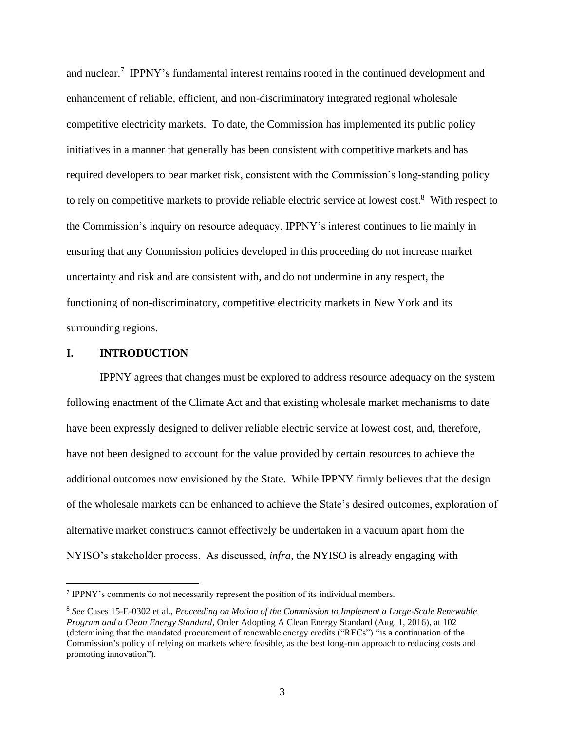and nuclear.[7] IPPNY's fundamental interest remains rooted in the continued development and enhancement of reliable, efficient, and non-discriminatory integrated regional wholesale competitive electricity markets. To date, the Commission has implemented its public policy initiatives in a manner that generally has been consistent with competitive markets and has required developers to bear market risk, consistent with the Commission's long-standing policy to rely on competitive markets to provide reliable electric service at lowest cost.[8] With respect to the Commission's inquiry on resource adequacy, IPPNY's interest continues to lie mainly in ensuring that any Commission policies developed in this proceeding do not increase market uncertainty and risk and are consistent with, and do not undermine in any respect, the functioning of non-discriminatory, competitive electricity markets in New York and its surrounding regions.

## I. INTRODUCTION

IPPNY agrees that changes must be explored to address resource adequacy on the system following enactment of the Climate Act and that existing wholesale market mechanisms to date have been expressly designed to deliver reliable electric service at lowest cost, and, therefore, have not been designed to account for the value provided by certain resources to achieve the additional outcomes now envisioned by the State. While IPPNY firmly believes that the design of the wholesale markets can be enhanced to achieve the State's desired outcomes, exploration of alternative market constructs cannot effectively be undertaken in a vacuum apart from the NYISO's stakeholder process. As discussed, *infra*, the NYISO is already engaging with

---

[7] IPPNY's comments do not necessarily represent the position of its individual members.

[8] *See* Cases 15-E-0302 et al., *Proceeding on Motion of the Commission to Implement a Large-Scale Renewable Program and a Clean Energy Standard*, Order Adopting A Clean Energy Standard (Aug. 1, 2016), at 102 (determining that the mandated procurement of renewable energy credits ("RECs") "is a continuation of the Commission's policy of relying on markets where feasible, as the best long-run approach to reducing costs and promoting innovation").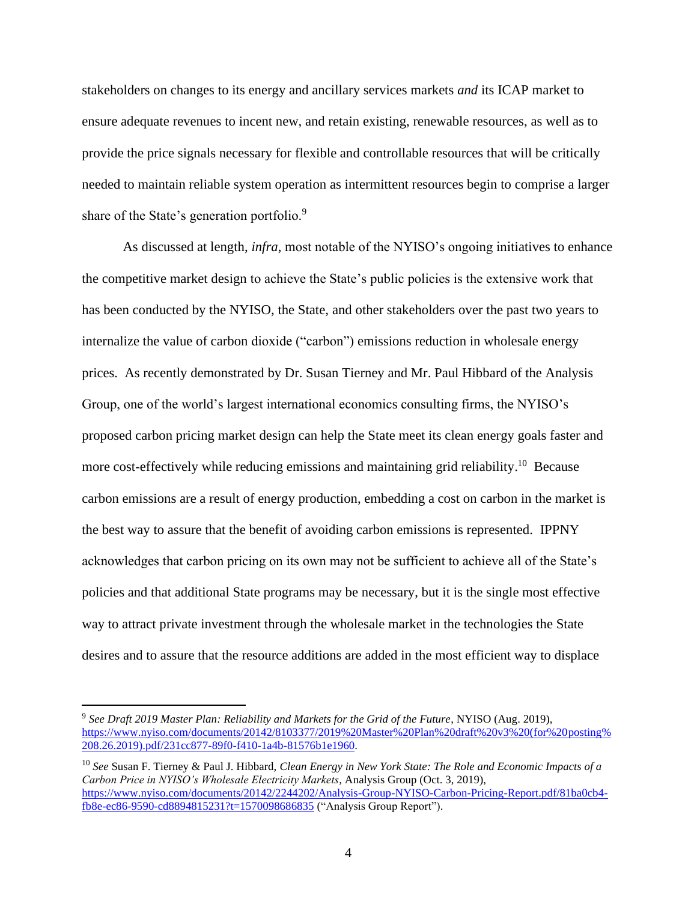stakeholders on changes to its energy and ancillary services markets *and* its ICAP market to ensure adequate revenues to incent new, and retain existing, renewable resources, as well as to provide the price signals necessary for flexible and controllable resources that will be critically needed to maintain reliable system operation as intermittent resources begin to comprise a larger share of the State's generation portfolio.[9]

As discussed at length, *infra*, most notable of the NYISO's ongoing initiatives to enhance the competitive market design to achieve the State's public policies is the extensive work that has been conducted by the NYISO, the State, and other stakeholders over the past two years to internalize the value of carbon dioxide ("carbon") emissions reduction in wholesale energy prices. As recently demonstrated by Dr. Susan Tierney and Mr. Paul Hibbard of the Analysis Group, one of the world's largest international economics consulting firms, the NYISO's proposed carbon pricing market design can help the State meet its clean energy goals faster and more cost-effectively while reducing emissions and maintaining grid reliability.[10] Because carbon emissions are a result of energy production, embedding a cost on carbon in the market is the best way to assure that the benefit of avoiding carbon emissions is represented. IPPNY acknowledges that carbon pricing on its own may not be sufficient to achieve all of the State's policies and that additional State programs may be necessary, but it is the single most effective way to attract private investment through the wholesale market in the technologies the State desires and to assure that the resource additions are added in the most efficient way to displace

---

[9] *See Draft 2019 Master Plan: Reliability and Markets for the Grid of the Future*, NYISO (Aug. 2019), https://www.nyiso.com/documents/20142/8103377/2019%20Master%20Plan%20draft%20v3%20(for%20posting%208.26.2019).pdf/231cc877-89f0-f410-1a4b-81576b1e1960.

[10] *See* Susan F. Tierney & Paul J. Hibbard, *Clean Energy in New York State: The Role and Economic Impacts of a Carbon Price in NYISO's Wholesale Electricity Markets*, Analysis Group (Oct. 3, 2019), https://www.nyiso.com/documents/20142/2244202/Analysis-Group-NYISO-Carbon-Pricing-Report.pdf/81ba0cb4-fb8e-ec86-9590-cd8894815231?t=1570098686835 ("Analysis Group Report").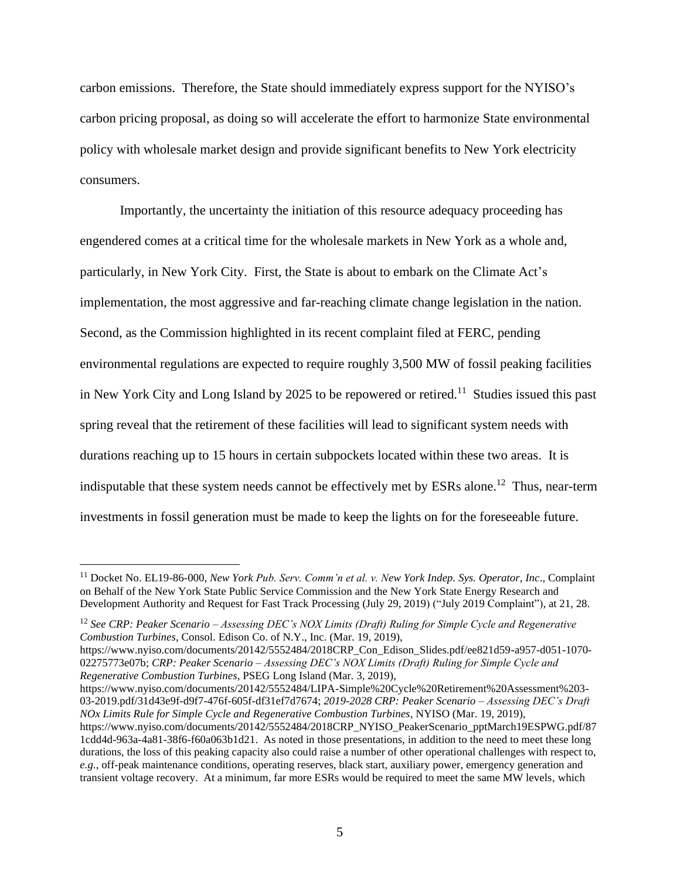carbon emissions. Therefore, the State should immediately express support for the NYISO's carbon pricing proposal, as doing so will accelerate the effort to harmonize State environmental policy with wholesale market design and provide significant benefits to New York electricity consumers.

Importantly, the uncertainty the initiation of this resource adequacy proceeding has engendered comes at a critical time for the wholesale markets in New York as a whole and, particularly, in New York City. First, the State is about to embark on the Climate Act's implementation, the most aggressive and far-reaching climate change legislation in the nation. Second, as the Commission highlighted in its recent complaint filed at FERC, pending environmental regulations are expected to require roughly 3,500 MW of fossil peaking facilities in New York City and Long Island by 2025 to be repowered or retired.[11] Studies issued this past spring reveal that the retirement of these facilities will lead to significant system needs with durations reaching up to 15 hours in certain subpockets located within these two areas. It is indisputable that these system needs cannot be effectively met by ESRs alone.[12] Thus, near-term investments in fossil generation must be made to keep the lights on for the foreseeable future.

---

[11] Docket No. EL19-86-000, *New York Pub. Serv. Comm'n et al. v. New York Indep. Sys. Operator, Inc*., Complaint on Behalf of the New York State Public Service Commission and the New York State Energy Research and Development Authority and Request for Fast Track Processing (July 29, 2019) ("July 2019 Complaint"), at 21, 28.

[12] *See CRP: Peaker Scenario – Assessing DEC's NOX Limits (Draft) Ruling for Simple Cycle and Regenerative Combustion Turbines*, Consol. Edison Co. of N.Y., Inc. (Mar. 19, 2019), https://www.nyiso.com/documents/20142/5552484/2018CRP_Con_Edison_Slides.pdf/ee821d59-a957-d051-1070-02275773e07b; *CRP: Peaker Scenario – Assessing DEC's NOX Limits (Draft) Ruling for Simple Cycle and Regenerative Combustion Turbines*, PSEG Long Island (Mar. 3, 2019), https://www.nyiso.com/documents/20142/5552484/LIPA-Simple%20Cycle%20Retirement%20Assessment%203-03-2019.pdf/31d43e9f-d9f7-476f-605f-df31ef7d7674; *2019-2028 CRP: Peaker Scenario – Assessing DEC's Draft NOx Limits Rule for Simple Cycle and Regenerative Combustion Turbines*, NYISO (Mar. 19, 2019), https://www.nyiso.com/documents/20142/5552484/2018CRP_NYISO_PeakerScenario_pptMarch19ESPWG.pdf/871cdd4d-963a-4a81-38f6-f60a063b1d21. As noted in those presentations, in addition to the need to meet these long durations, the loss of this peaking capacity also could raise a number of other operational challenges with respect to, *e.g.*, off-peak maintenance conditions, operating reserves, black start, auxiliary power, emergency generation and transient voltage recovery. At a minimum, far more ESRs would be required to meet the same MW levels, which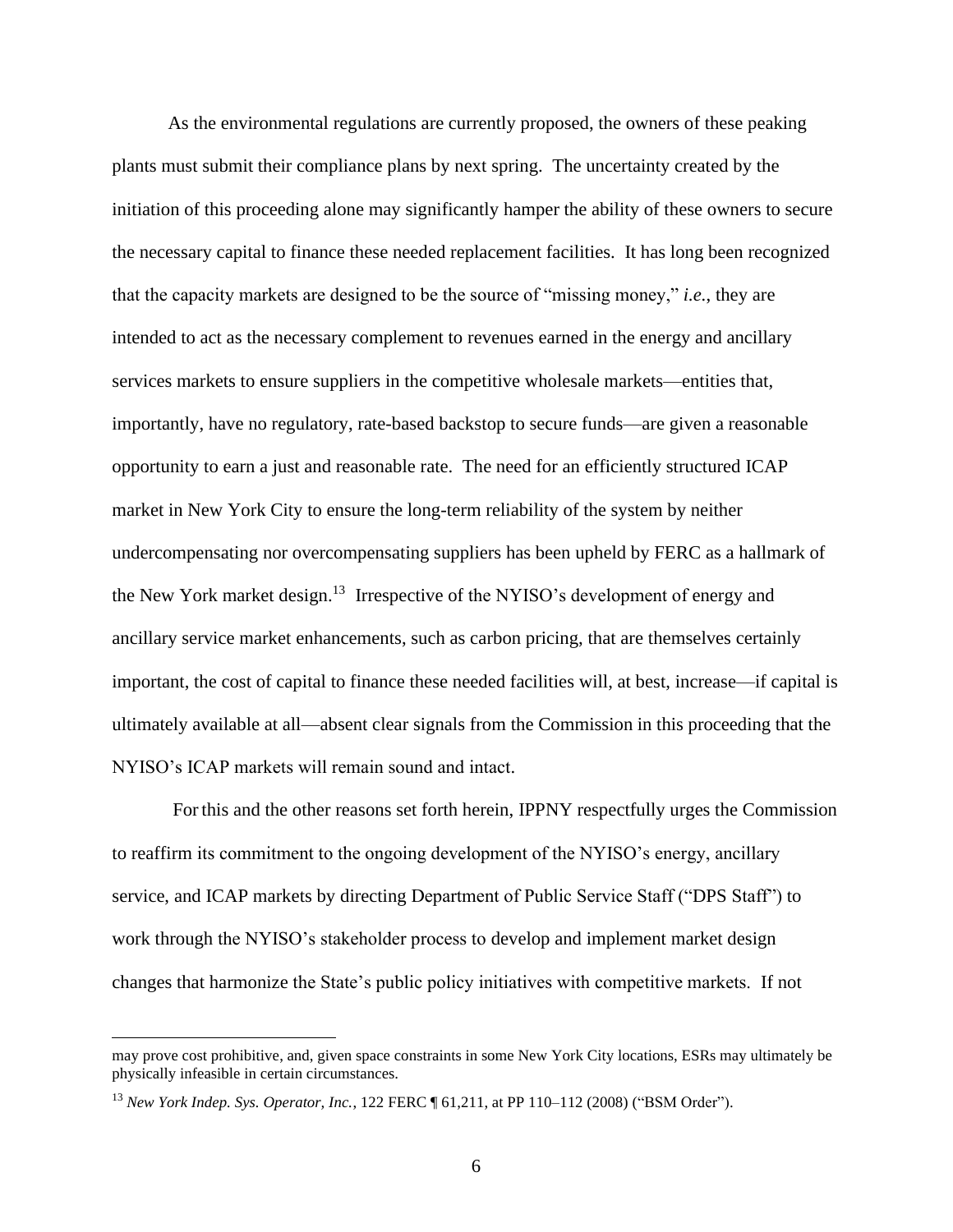As the environmental regulations are currently proposed, the owners of these peaking plants must submit their compliance plans by next spring. The uncertainty created by the initiation of this proceeding alone may significantly hamper the ability of these owners to secure the necessary capital to finance these needed replacement facilities. It has long been recognized that the capacity markets are designed to be the source of "missing money," *i.e.*, they are intended to act as the necessary complement to revenues earned in the energy and ancillary services markets to ensure suppliers in the competitive wholesale markets—entities that, importantly, have no regulatory, rate-based backstop to secure funds—are given a reasonable opportunity to earn a just and reasonable rate. The need for an efficiently structured ICAP market in New York City to ensure the long-term reliability of the system by neither undercompensating nor overcompensating suppliers has been upheld by FERC as a hallmark of the New York market design.[13] Irrespective of the NYISO's development of energy and ancillary service market enhancements, such as carbon pricing, that are themselves certainly important, the cost of capital to finance these needed facilities will, at best, increase—if capital is ultimately available at all—absent clear signals from the Commission in this proceeding that the NYISO's ICAP markets will remain sound and intact.

For this and the other reasons set forth herein, IPPNY respectfully urges the Commission to reaffirm its commitment to the ongoing development of the NYISO's energy, ancillary service, and ICAP markets by directing Department of Public Service Staff ("DPS Staff") to work through the NYISO's stakeholder process to develop and implement market design changes that harmonize the State's public policy initiatives with competitive markets. If not

---

may prove cost prohibitive, and, given space constraints in some New York City locations, ESRs may ultimately be physically infeasible in certain circumstances.

[13] *New York Indep. Sys. Operator, Inc.*, 122 FERC ¶ 61,211, at PP 110–112 (2008) ("BSM Order").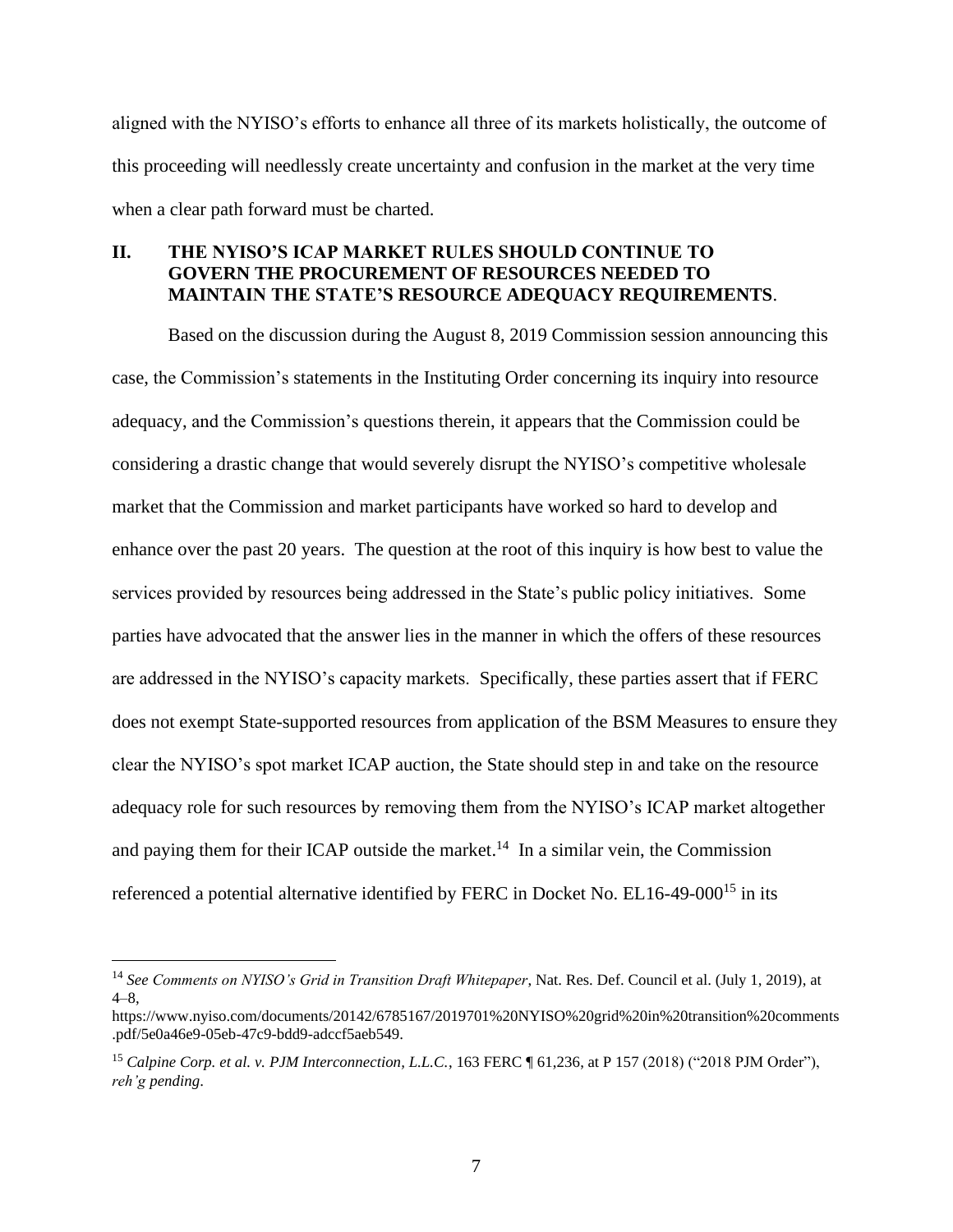aligned with the NYISO's efforts to enhance all three of its markets holistically, the outcome of this proceeding will needlessly create uncertainty and confusion in the market at the very time when a clear path forward must be charted.

## II. THE NYISO'S ICAP MARKET RULES SHOULD CONTINUE TO GOVERN THE PROCUREMENT OF RESOURCES NEEDED TO MAINTAIN THE STATE'S RESOURCE ADEQUACY REQUIREMENTS.

Based on the discussion during the August 8, 2019 Commission session announcing this case, the Commission's statements in the Instituting Order concerning its inquiry into resource adequacy, and the Commission's questions therein, it appears that the Commission could be considering a drastic change that would severely disrupt the NYISO's competitive wholesale market that the Commission and market participants have worked so hard to develop and enhance over the past 20 years. The question at the root of this inquiry is how best to value the services provided by resources being addressed in the State's public policy initiatives. Some parties have advocated that the answer lies in the manner in which the offers of these resources are addressed in the NYISO's capacity markets. Specifically, these parties assert that if FERC does not exempt State-supported resources from application of the BSM Measures to ensure they clear the NYISO's spot market ICAP auction, the State should step in and take on the resource adequacy role for such resources by removing them from the NYISO's ICAP market altogether and paying them for their ICAP outside the market.[14] In a similar vein, the Commission referenced a potential alternative identified by FERC in Docket No. EL16-49-000[15] in its

---

[14] *See Comments on NYISO's Grid in Transition Draft Whitepaper*, Nat. Res. Def. Council et al. (July 1, 2019), at 4–8, https://www.nyiso.com/documents/20142/6785167/2019701%20NYISO%20grid%20in%20transition%20comments.pdf/5e0a46e9-05eb-47c9-bdd9-adccf5aeb549.

[15] *Calpine Corp. et al. v. PJM Interconnection, L.L.C.*, 163 FERC ¶ 61,236, at P 157 (2018) ("2018 PJM Order"), *reh'g pending*.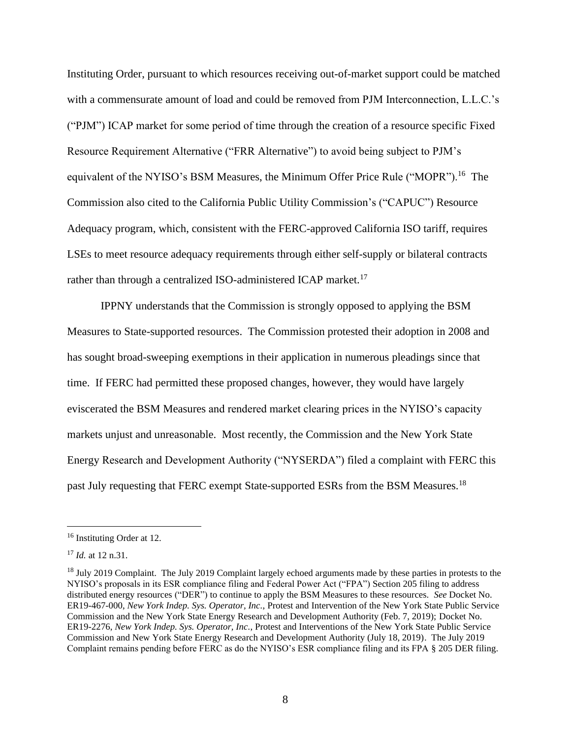Instituting Order, pursuant to which resources receiving out-of-market support could be matched with a commensurate amount of load and could be removed from PJM Interconnection, L.L.C.'s ("PJM") ICAP market for some period of time through the creation of a resource specific Fixed Resource Requirement Alternative ("FRR Alternative") to avoid being subject to PJM's equivalent of the NYISO's BSM Measures, the Minimum Offer Price Rule ("MOPR").[16] The Commission also cited to the California Public Utility Commission's ("CAPUC") Resource Adequacy program, which, consistent with the FERC-approved California ISO tariff, requires LSEs to meet resource adequacy requirements through either self-supply or bilateral contracts rather than through a centralized ISO-administered ICAP market.[17]

IPPNY understands that the Commission is strongly opposed to applying the BSM Measures to State-supported resources. The Commission protested their adoption in 2008 and has sought broad-sweeping exemptions in their application in numerous pleadings since that time. If FERC had permitted these proposed changes, however, they would have largely eviscerated the BSM Measures and rendered market clearing prices in the NYISO's capacity markets unjust and unreasonable. Most recently, the Commission and the New York State Energy Research and Development Authority ("NYSERDA") filed a complaint with FERC this past July requesting that FERC exempt State-supported ESRs from the BSM Measures.[18]

---

[16] Instituting Order at 12.

[17] *Id.* at 12 n.31.

[18] July 2019 Complaint. The July 2019 Complaint largely echoed arguments made by these parties in protests to the NYISO's proposals in its ESR compliance filing and Federal Power Act ("FPA") Section 205 filing to address distributed energy resources ("DER") to continue to apply the BSM Measures to these resources. *See* Docket No. ER19-467-000, *New York Indep. Sys. Operator, Inc.*, Protest and Intervention of the New York State Public Service Commission and the New York State Energy Research and Development Authority (Feb. 7, 2019); Docket No. ER19-2276, *New York Indep. Sys. Operator, Inc.*, Protest and Interventions of the New York State Public Service Commission and New York State Energy Research and Development Authority (July 18, 2019). The July 2019 Complaint remains pending before FERC as do the NYISO's ESR compliance filing and its FPA § 205 DER filing.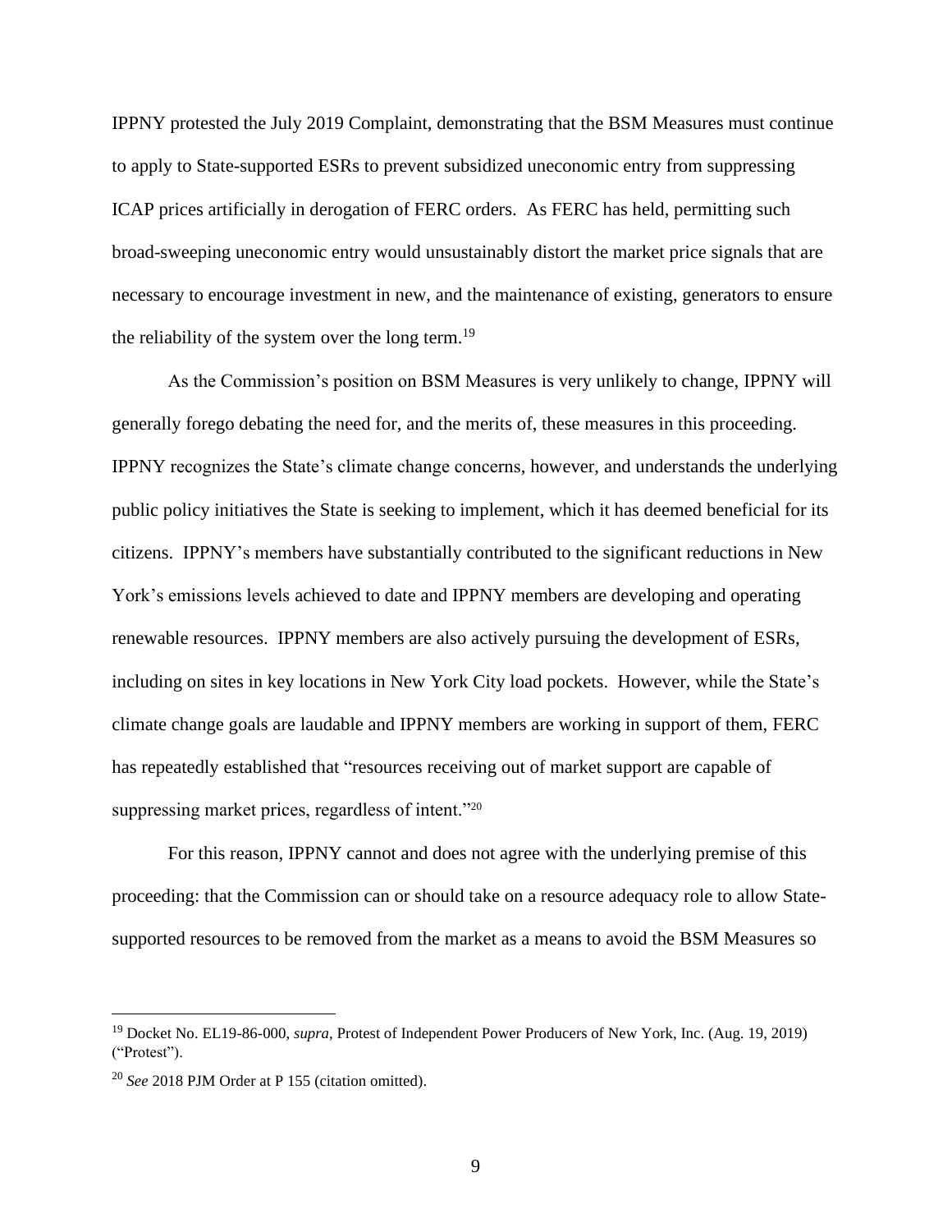IPPNY protested the July 2019 Complaint, demonstrating that the BSM Measures must continue to apply to State-supported ESRs to prevent subsidized uneconomic entry from suppressing ICAP prices artificially in derogation of FERC orders. As FERC has held, permitting such broad-sweeping uneconomic entry would unsustainably distort the market price signals that are necessary to encourage investment in new, and the maintenance of existing, generators to ensure the reliability of the system over the long term.[19]

As the Commission's position on BSM Measures is very unlikely to change, IPPNY will generally forego debating the need for, and the merits of, these measures in this proceeding. IPPNY recognizes the State's climate change concerns, however, and understands the underlying public policy initiatives the State is seeking to implement, which it has deemed beneficial for its citizens. IPPNY's members have substantially contributed to the significant reductions in New York's emissions levels achieved to date and IPPNY members are developing and operating renewable resources. IPPNY members are also actively pursuing the development of ESRs, including on sites in key locations in New York City load pockets. However, while the State's climate change goals are laudable and IPPNY members are working in support of them, FERC has repeatedly established that "resources receiving out of market support are capable of suppressing market prices, regardless of intent."[20]

For this reason, IPPNY cannot and does not agree with the underlying premise of this proceeding: that the Commission can or should take on a resource adequacy role to allow State-supported resources to be removed from the market as a means to avoid the BSM Measures so

---

[19] Docket No. EL19-86-000, *supra*, Protest of Independent Power Producers of New York, Inc. (Aug. 19, 2019) ("Protest").

[20] *See* 2018 PJM Order at P 155 (citation omitted).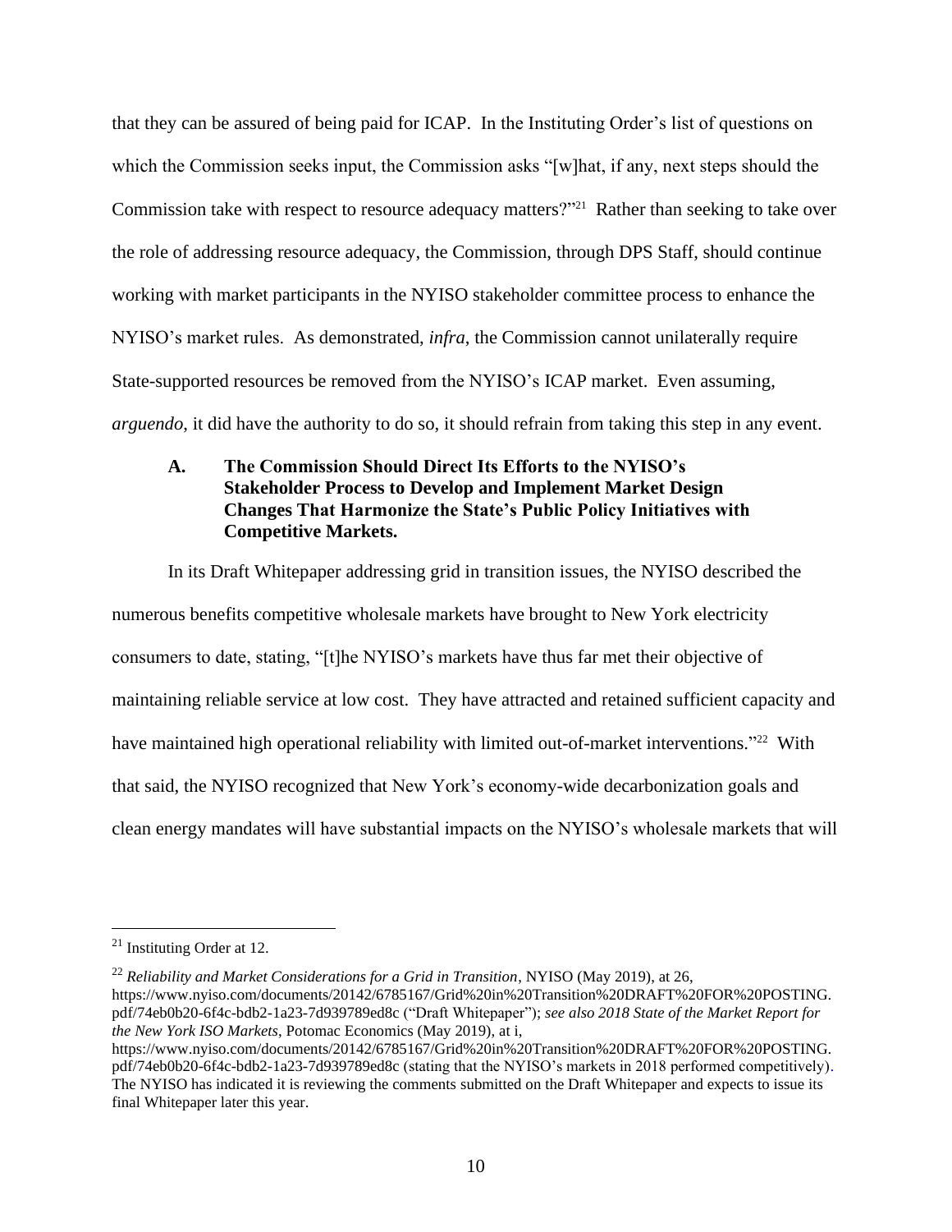that they can be assured of being paid for ICAP. In the Instituting Order's list of questions on which the Commission seeks input, the Commission asks "[w]hat, if any, next steps should the Commission take with respect to resource adequacy matters?"[21] Rather than seeking to take over the role of addressing resource adequacy, the Commission, through DPS Staff, should continue working with market participants in the NYISO stakeholder committee process to enhance the NYISO's market rules. As demonstrated, *infra*, the Commission cannot unilaterally require State-supported resources be removed from the NYISO's ICAP market. Even assuming, *arguendo*, it did have the authority to do so, it should refrain from taking this step in any event.

### A. The Commission Should Direct Its Efforts to the NYISO's Stakeholder Process to Develop and Implement Market Design Changes That Harmonize the State's Public Policy Initiatives with Competitive Markets.

In its Draft Whitepaper addressing grid in transition issues, the NYISO described the numerous benefits competitive wholesale markets have brought to New York electricity consumers to date, stating, "[t]he NYISO's markets have thus far met their objective of maintaining reliable service at low cost. They have attracted and retained sufficient capacity and have maintained high operational reliability with limited out-of-market interventions."[22] With that said, the NYISO recognized that New York's economy-wide decarbonization goals and clean energy mandates will have substantial impacts on the NYISO's wholesale markets that will

---

[21] Instituting Order at 12.

[22] *Reliability and Market Considerations for a Grid in Transition*, NYISO (May 2019), at 26, https://www.nyiso.com/documents/20142/6785167/Grid%20in%20Transition%20DRAFT%20FOR%20POSTING.pdf/74eb0b20-6f4c-bdb2-1a23-7d939789ed8c ("Draft Whitepaper"); *see also 2018 State of the Market Report for the New York ISO Markets*, Potomac Economics (May 2019), at i, https://www.nyiso.com/documents/20142/6785167/Grid%20in%20Transition%20DRAFT%20FOR%20POSTING.pdf/74eb0b20-6f4c-bdb2-1a23-7d939789ed8c (stating that the NYISO's markets in 2018 performed competitively). The NYISO has indicated it is reviewing the comments submitted on the Draft Whitepaper and expects to issue its final Whitepaper later this year.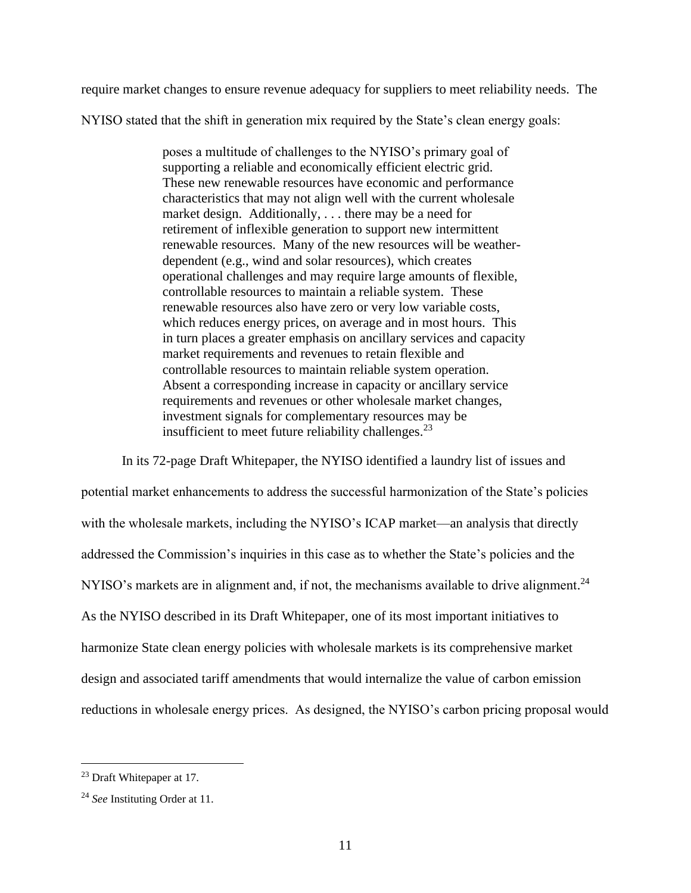require market changes to ensure revenue adequacy for suppliers to meet reliability needs. The NYISO stated that the shift in generation mix required by the State's clean energy goals:

> poses a multitude of challenges to the NYISO's primary goal of supporting a reliable and economically efficient electric grid. These new renewable resources have economic and performance characteristics that may not align well with the current wholesale market design. Additionally, . . . there may be a need for retirement of inflexible generation to support new intermittent renewable resources. Many of the new resources will be weather-dependent (e.g., wind and solar resources), which creates operational challenges and may require large amounts of flexible, controllable resources to maintain a reliable system. These renewable resources also have zero or very low variable costs, which reduces energy prices, on average and in most hours. This in turn places a greater emphasis on ancillary services and capacity market requirements and revenues to retain flexible and controllable resources to maintain reliable system operation. Absent a corresponding increase in capacity or ancillary service requirements and revenues or other wholesale market changes, investment signals for complementary resources may be insufficient to meet future reliability challenges.[23]

In its 72-page Draft Whitepaper, the NYISO identified a laundry list of issues and potential market enhancements to address the successful harmonization of the State's policies with the wholesale markets, including the NYISO's ICAP market—an analysis that directly addressed the Commission's inquiries in this case as to whether the State's policies and the NYISO's markets are in alignment and, if not, the mechanisms available to drive alignment.[24] As the NYISO described in its Draft Whitepaper, one of its most important initiatives to harmonize State clean energy policies with wholesale markets is its comprehensive market design and associated tariff amendments that would internalize the value of carbon emission reductions in wholesale energy prices. As designed, the NYISO's carbon pricing proposal would

---

[23] Draft Whitepaper at 17.

[24] *See* Instituting Order at 11.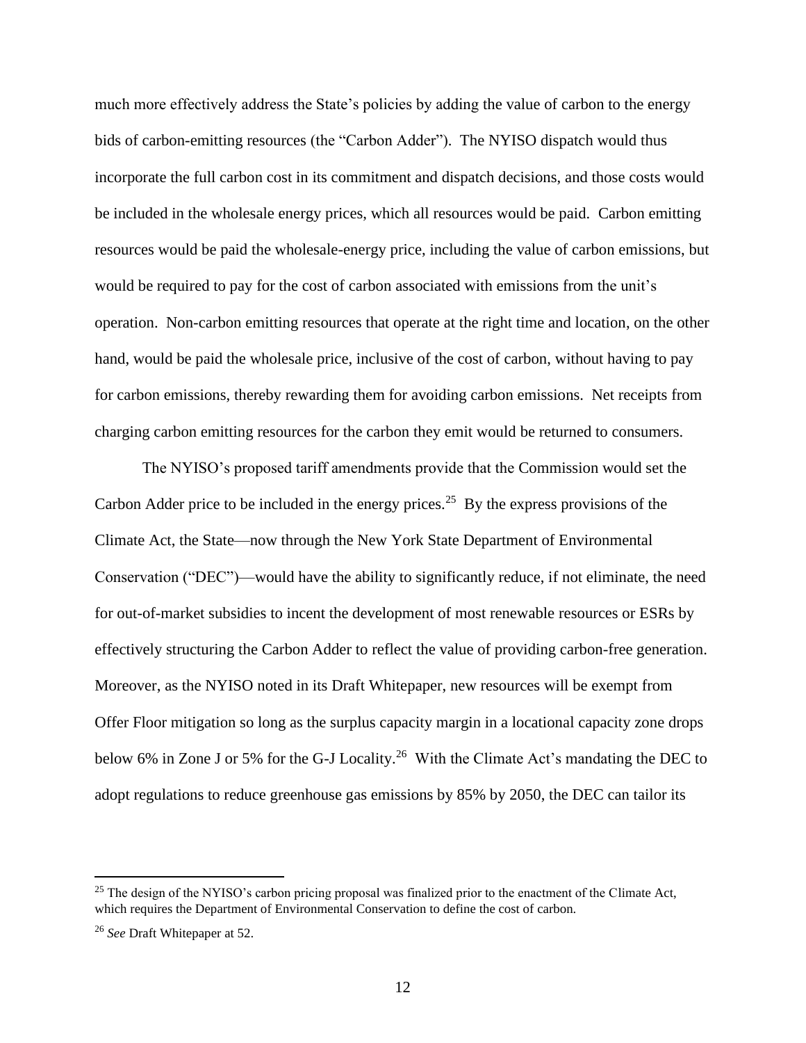much more effectively address the State's policies by adding the value of carbon to the energy bids of carbon-emitting resources (the "Carbon Adder"). The NYISO dispatch would thus incorporate the full carbon cost in its commitment and dispatch decisions, and those costs would be included in the wholesale energy prices, which all resources would be paid. Carbon emitting resources would be paid the wholesale-energy price, including the value of carbon emissions, but would be required to pay for the cost of carbon associated with emissions from the unit's operation. Non-carbon emitting resources that operate at the right time and location, on the other hand, would be paid the wholesale price, inclusive of the cost of carbon, without having to pay for carbon emissions, thereby rewarding them for avoiding carbon emissions. Net receipts from charging carbon emitting resources for the carbon they emit would be returned to consumers.

The NYISO's proposed tariff amendments provide that the Commission would set the Carbon Adder price to be included in the energy prices.[25] By the express provisions of the Climate Act, the State—now through the New York State Department of Environmental Conservation ("DEC")—would have the ability to significantly reduce, if not eliminate, the need for out-of-market subsidies to incent the development of most renewable resources or ESRs by effectively structuring the Carbon Adder to reflect the value of providing carbon-free generation. Moreover, as the NYISO noted in its Draft Whitepaper, new resources will be exempt from Offer Floor mitigation so long as the surplus capacity margin in a locational capacity zone drops below 6% in Zone J or 5% for the G-J Locality.[26] With the Climate Act's mandating the DEC to adopt regulations to reduce greenhouse gas emissions by 85% by 2050, the DEC can tailor its

---

[25] The design of the NYISO's carbon pricing proposal was finalized prior to the enactment of the Climate Act, which requires the Department of Environmental Conservation to define the cost of carbon.

[26] *See* Draft Whitepaper at 52.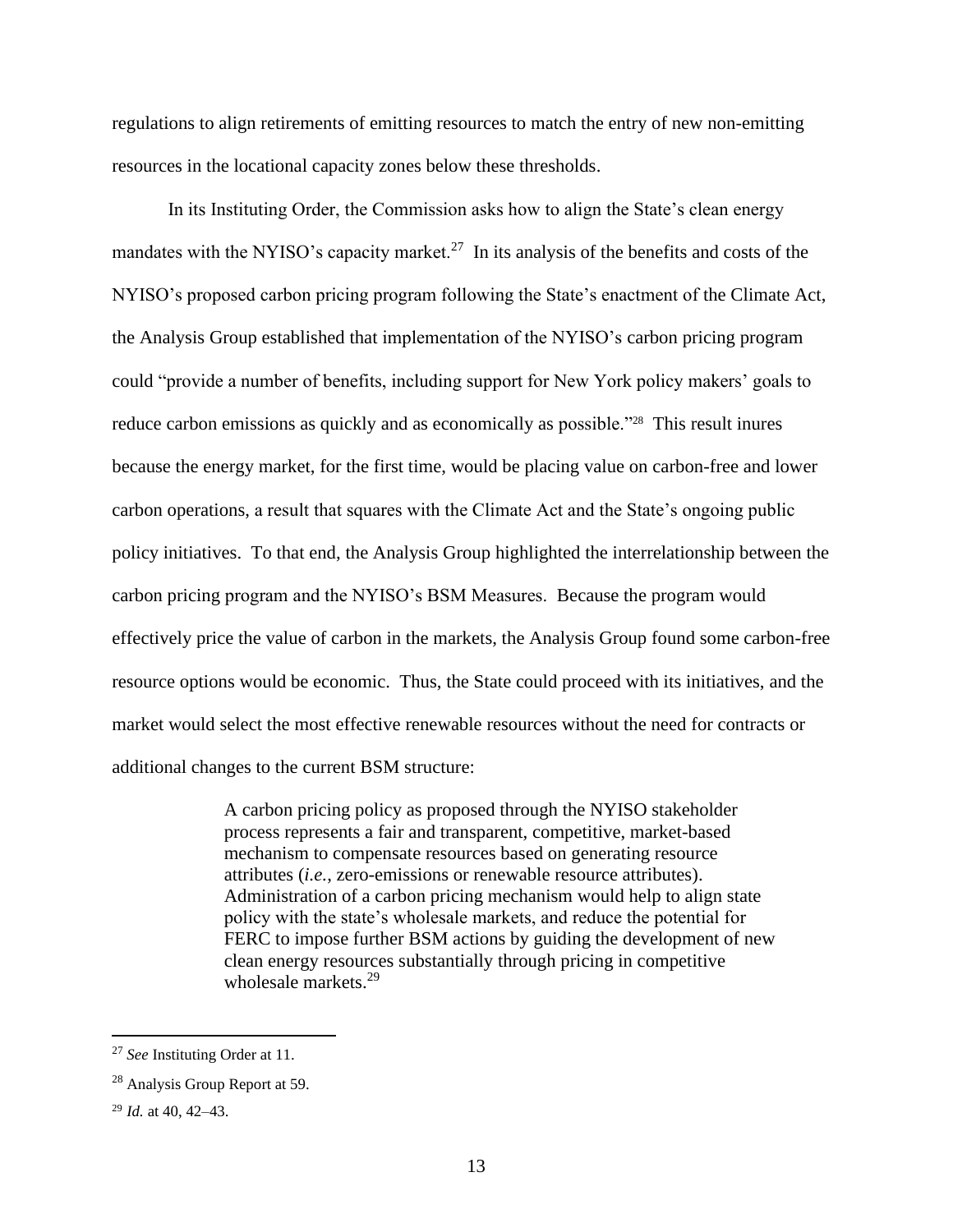regulations to align retirements of emitting resources to match the entry of new non-emitting resources in the locational capacity zones below these thresholds.

In its Instituting Order, the Commission asks how to align the State's clean energy mandates with the NYISO's capacity market.[27] In its analysis of the benefits and costs of the NYISO's proposed carbon pricing program following the State's enactment of the Climate Act, the Analysis Group established that implementation of the NYISO's carbon pricing program could "provide a number of benefits, including support for New York policy makers' goals to reduce carbon emissions as quickly and as economically as possible."[28] This result inures because the energy market, for the first time, would be placing value on carbon-free and lower carbon operations, a result that squares with the Climate Act and the State's ongoing public policy initiatives. To that end, the Analysis Group highlighted the interrelationship between the carbon pricing program and the NYISO's BSM Measures. Because the program would effectively price the value of carbon in the markets, the Analysis Group found some carbon-free resource options would be economic. Thus, the State could proceed with its initiatives, and the market would select the most effective renewable resources without the need for contracts or additional changes to the current BSM structure:

> A carbon pricing policy as proposed through the NYISO stakeholder process represents a fair and transparent, competitive, market-based mechanism to compensate resources based on generating resource attributes (*i.e.*, zero-emissions or renewable resource attributes). Administration of a carbon pricing mechanism would help to align state policy with the state's wholesale markets, and reduce the potential for FERC to impose further BSM actions by guiding the development of new clean energy resources substantially through pricing in competitive wholesale markets.[29]

---

[27] *See* Instituting Order at 11.

[28] Analysis Group Report at 59.

[29] *Id.* at 40, 42–43.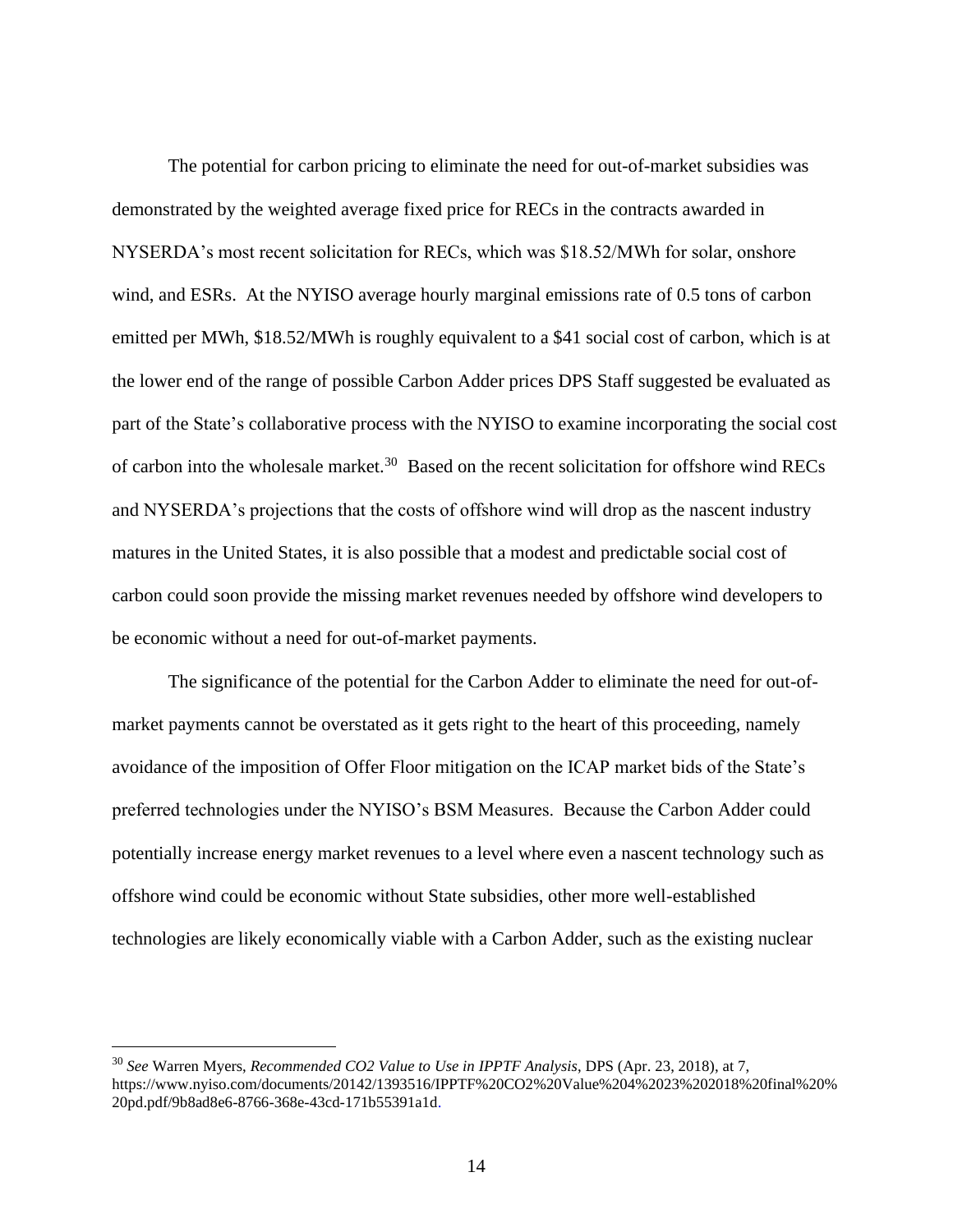The potential for carbon pricing to eliminate the need for out-of-market subsidies was demonstrated by the weighted average fixed price for RECs in the contracts awarded in NYSERDA's most recent solicitation for RECs, which was $18.52/MWh for solar, onshore wind, and ESRs. At the NYISO average hourly marginal emissions rate of 0.5 tons of carbon emitted per MWh, $18.52/MWh is roughly equivalent to a $41 social cost of carbon, which is at the lower end of the range of possible Carbon Adder prices DPS Staff suggested be evaluated as part of the State's collaborative process with the NYISO to examine incorporating the social cost of carbon into the wholesale market.[30] Based on the recent solicitation for offshore wind RECs and NYSERDA's projections that the costs of offshore wind will drop as the nascent industry matures in the United States, it is also possible that a modest and predictable social cost of carbon could soon provide the missing market revenues needed by offshore wind developers to be economic without a need for out-of-market payments.

The significance of the potential for the Carbon Adder to eliminate the need for out-of-market payments cannot be overstated as it gets right to the heart of this proceeding, namely avoidance of the imposition of Offer Floor mitigation on the ICAP market bids of the State's preferred technologies under the NYISO's BSM Measures. Because the Carbon Adder could potentially increase energy market revenues to a level where even a nascent technology such as offshore wind could be economic without State subsidies, other more well-established technologies are likely economically viable with a Carbon Adder, such as the existing nuclear

[30] *See* Warren Myers, *Recommended CO2 Value to Use in IPPTF Analysis*, DPS (Apr. 23, 2018), at 7, https://www.nyiso.com/documents/20142/1393516/IPPTF%20CO2%20Value%204%2023%202018%20final%20%20pd.pdf/9b8ad8e6-8766-368e-43cd-171b55391a1d.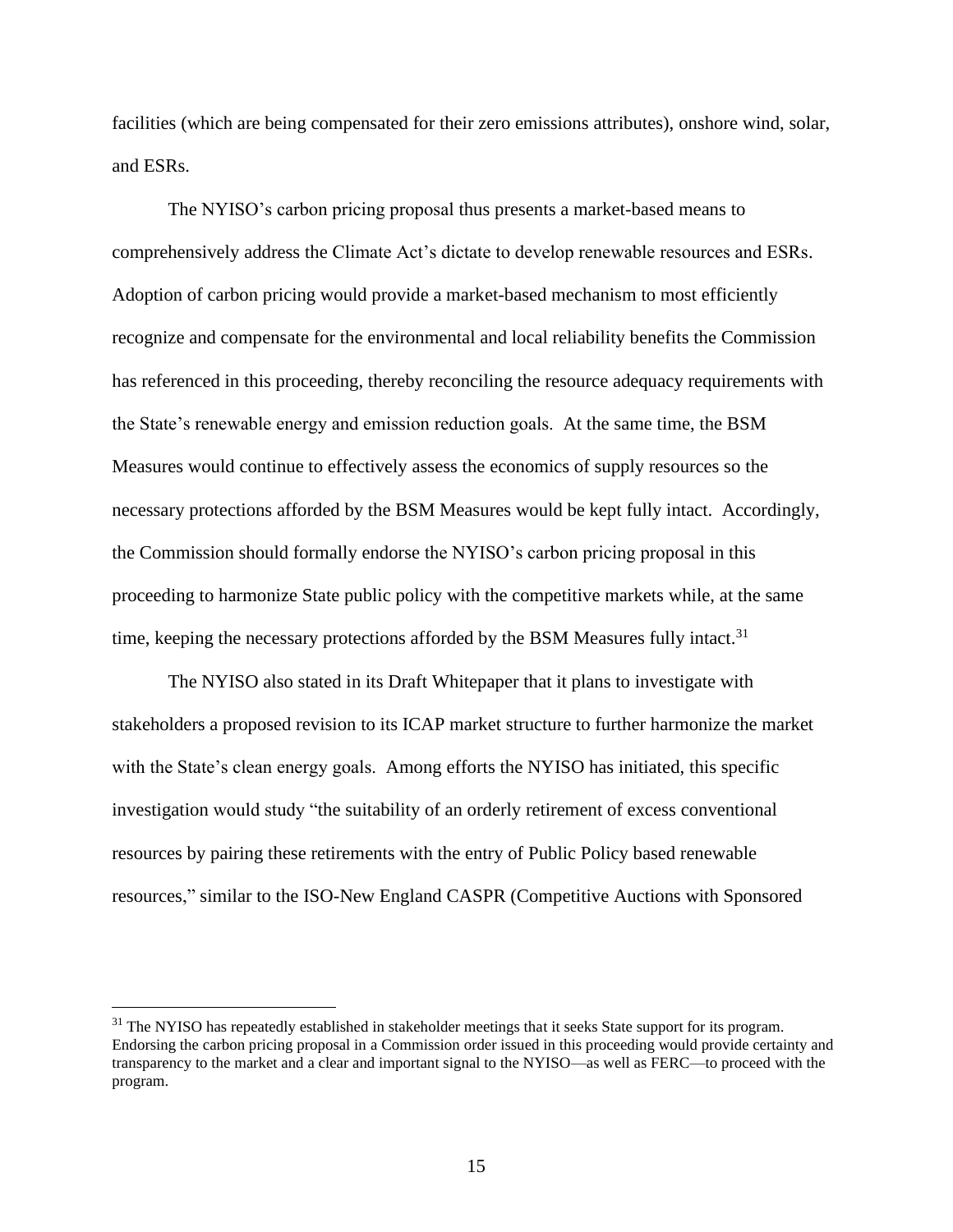facilities (which are being compensated for their zero emissions attributes), onshore wind, solar, and ESRs.

The NYISO's carbon pricing proposal thus presents a market-based means to comprehensively address the Climate Act's dictate to develop renewable resources and ESRs. Adoption of carbon pricing would provide a market-based mechanism to most efficiently recognize and compensate for the environmental and local reliability benefits the Commission has referenced in this proceeding, thereby reconciling the resource adequacy requirements with the State's renewable energy and emission reduction goals. At the same time, the BSM Measures would continue to effectively assess the economics of supply resources so the necessary protections afforded by the BSM Measures would be kept fully intact. Accordingly, the Commission should formally endorse the NYISO's carbon pricing proposal in this proceeding to harmonize State public policy with the competitive markets while, at the same time, keeping the necessary protections afforded by the BSM Measures fully intact.[31]

The NYISO also stated in its Draft Whitepaper that it plans to investigate with stakeholders a proposed revision to its ICAP market structure to further harmonize the market with the State's clean energy goals. Among efforts the NYISO has initiated, this specific investigation would study "the suitability of an orderly retirement of excess conventional resources by pairing these retirements with the entry of Public Policy based renewable resources," similar to the ISO-New England CASPR (Competitive Auctions with Sponsored

[31] The NYISO has repeatedly established in stakeholder meetings that it seeks State support for its program. Endorsing the carbon pricing proposal in a Commission order issued in this proceeding would provide certainty and transparency to the market and a clear and important signal to the NYISO—as well as FERC—to proceed with the program.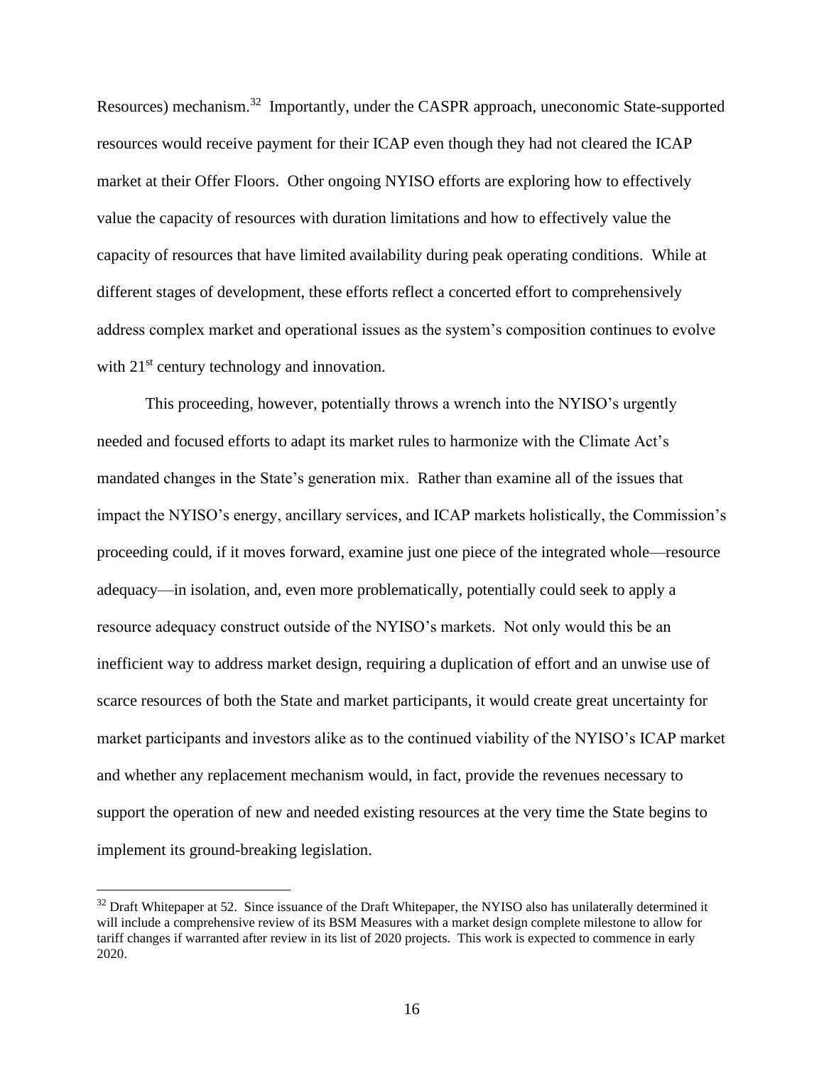Resources) mechanism.[32] Importantly, under the CASPR approach, uneconomic State-supported resources would receive payment for their ICAP even though they had not cleared the ICAP market at their Offer Floors. Other ongoing NYISO efforts are exploring how to effectively value the capacity of resources with duration limitations and how to effectively value the capacity of resources that have limited availability during peak operating conditions. While at different stages of development, these efforts reflect a concerted effort to comprehensively address complex market and operational issues as the system's composition continues to evolve with 21st century technology and innovation.

This proceeding, however, potentially throws a wrench into the NYISO's urgently needed and focused efforts to adapt its market rules to harmonize with the Climate Act's mandated changes in the State's generation mix. Rather than examine all of the issues that impact the NYISO's energy, ancillary services, and ICAP markets holistically, the Commission's proceeding could, if it moves forward, examine just one piece of the integrated whole—resource adequacy—in isolation, and, even more problematically, potentially could seek to apply a resource adequacy construct outside of the NYISO's markets. Not only would this be an inefficient way to address market design, requiring a duplication of effort and an unwise use of scarce resources of both the State and market participants, it would create great uncertainty for market participants and investors alike as to the continued viability of the NYISO's ICAP market and whether any replacement mechanism would, in fact, provide the revenues necessary to support the operation of new and needed existing resources at the very time the State begins to implement its ground-breaking legislation.

[32] Draft Whitepaper at 52. Since issuance of the Draft Whitepaper, the NYISO also has unilaterally determined it will include a comprehensive review of its BSM Measures with a market design complete milestone to allow for tariff changes if warranted after review in its list of 2020 projects. This work is expected to commence in early 2020.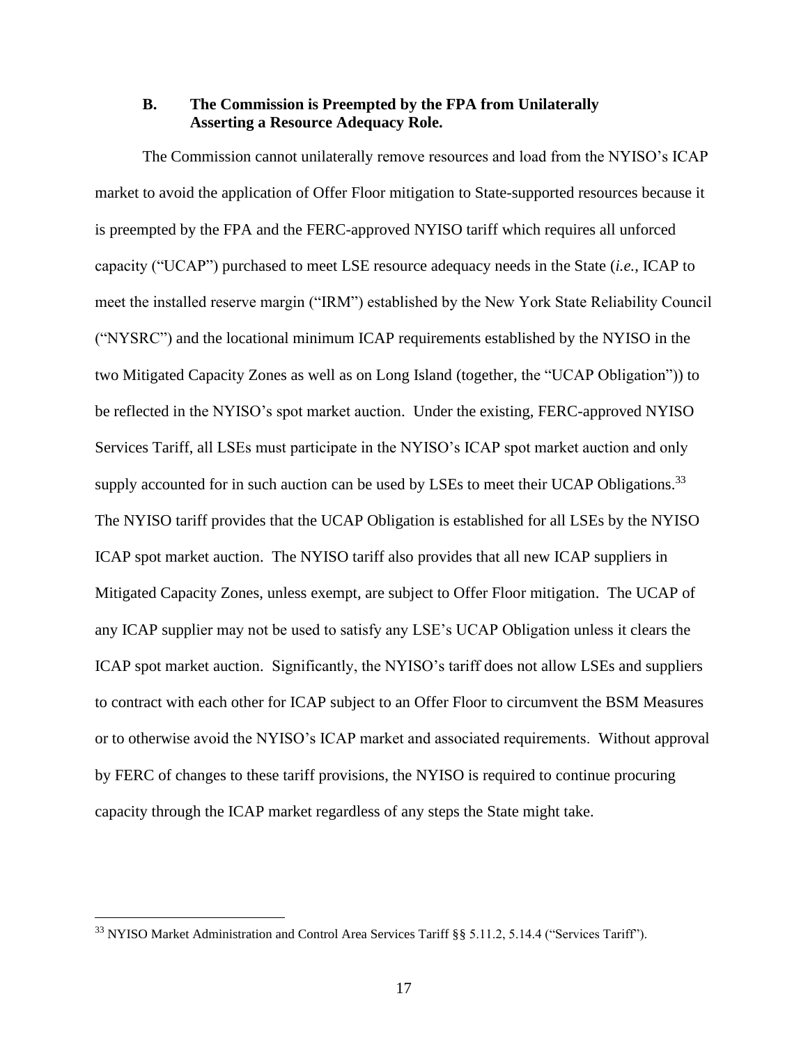### B. The Commission is Preempted by the FPA from Unilaterally Asserting a Resource Adequacy Role.

The Commission cannot unilaterally remove resources and load from the NYISO's ICAP market to avoid the application of Offer Floor mitigation to State-supported resources because it is preempted by the FPA and the FERC-approved NYISO tariff which requires all unforced capacity ("UCAP") purchased to meet LSE resource adequacy needs in the State (*i.e.*, ICAP to meet the installed reserve margin ("IRM") established by the New York State Reliability Council ("NYSRC") and the locational minimum ICAP requirements established by the NYISO in the two Mitigated Capacity Zones as well as on Long Island (together, the "UCAP Obligation")) to be reflected in the NYISO's spot market auction. Under the existing, FERC-approved NYISO Services Tariff, all LSEs must participate in the NYISO's ICAP spot market auction and only supply accounted for in such auction can be used by LSEs to meet their UCAP Obligations.[33] The NYISO tariff provides that the UCAP Obligation is established for all LSEs by the NYISO ICAP spot market auction. The NYISO tariff also provides that all new ICAP suppliers in Mitigated Capacity Zones, unless exempt, are subject to Offer Floor mitigation. The UCAP of any ICAP supplier may not be used to satisfy any LSE's UCAP Obligation unless it clears the ICAP spot market auction. Significantly, the NYISO's tariff does not allow LSEs and suppliers to contract with each other for ICAP subject to an Offer Floor to circumvent the BSM Measures or to otherwise avoid the NYISO's ICAP market and associated requirements. Without approval by FERC of changes to these tariff provisions, the NYISO is required to continue procuring capacity through the ICAP market regardless of any steps the State might take.

---

[33] NYISO Market Administration and Control Area Services Tariff §§ 5.11.2, 5.14.4 ("Services Tariff").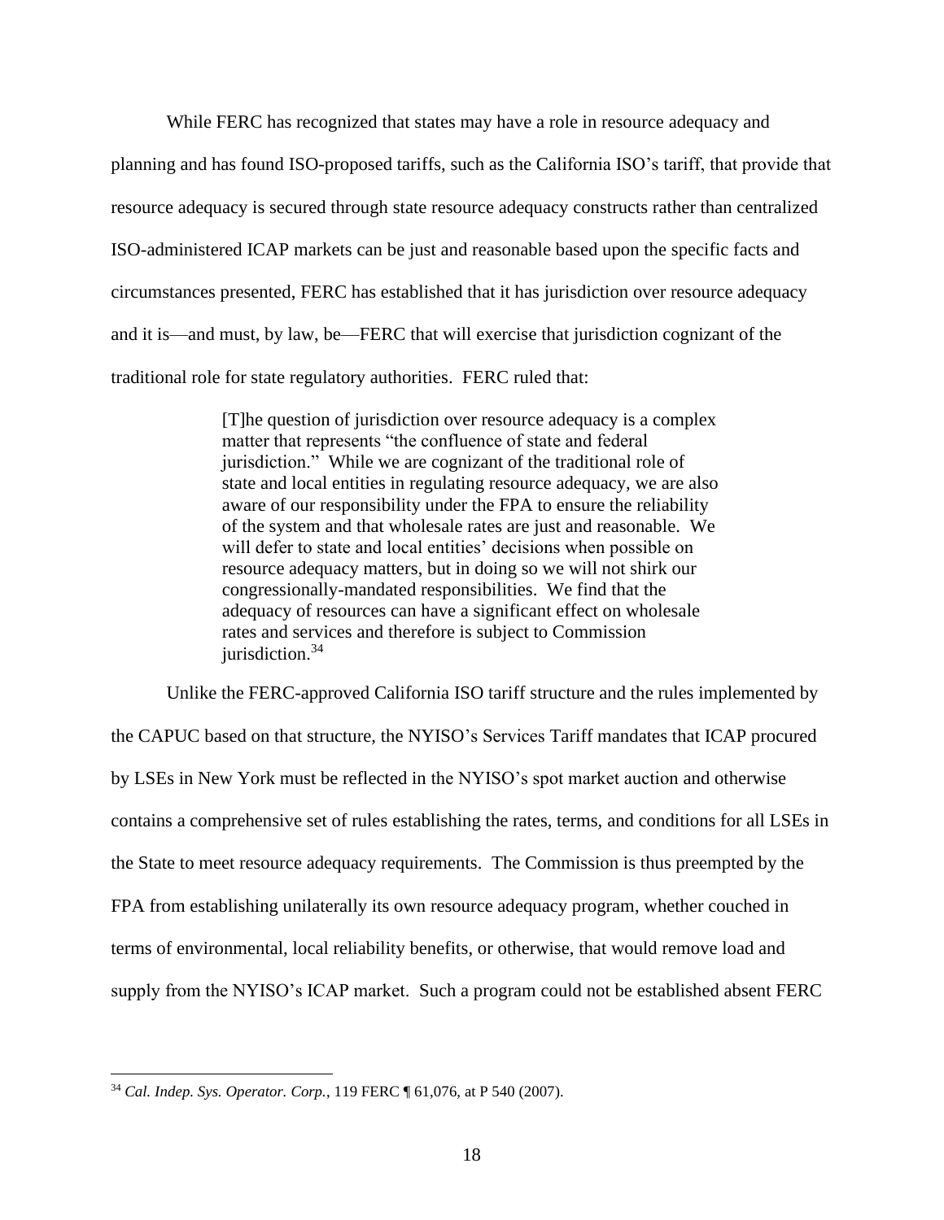While FERC has recognized that states may have a role in resource adequacy and planning and has found ISO-proposed tariffs, such as the California ISO's tariff, that provide that resource adequacy is secured through state resource adequacy constructs rather than centralized ISO-administered ICAP markets can be just and reasonable based upon the specific facts and circumstances presented, FERC has established that it has jurisdiction over resource adequacy and it is—and must, by law, be—FERC that will exercise that jurisdiction cognizant of the traditional role for state regulatory authorities. FERC ruled that:

> [T]he question of jurisdiction over resource adequacy is a complex matter that represents "the confluence of state and federal jurisdiction." While we are cognizant of the traditional role of state and local entities in regulating resource adequacy, we are also aware of our responsibility under the FPA to ensure the reliability of the system and that wholesale rates are just and reasonable. We will defer to state and local entities' decisions when possible on resource adequacy matters, but in doing so we will not shirk our congressionally-mandated responsibilities. We find that the adequacy of resources can have a significant effect on wholesale rates and services and therefore is subject to Commission jurisdiction.[34]

Unlike the FERC-approved California ISO tariff structure and the rules implemented by the CAPUC based on that structure, the NYISO's Services Tariff mandates that ICAP procured by LSEs in New York must be reflected in the NYISO's spot market auction and otherwise contains a comprehensive set of rules establishing the rates, terms, and conditions for all LSEs in the State to meet resource adequacy requirements. The Commission is thus preempted by the FPA from establishing unilaterally its own resource adequacy program, whether couched in terms of environmental, local reliability benefits, or otherwise, that would remove load and supply from the NYISO's ICAP market. Such a program could not be established absent FERC

[34] *Cal. Indep. Sys. Operator. Corp.*, 119 FERC ¶ 61,076, at P 540 (2007).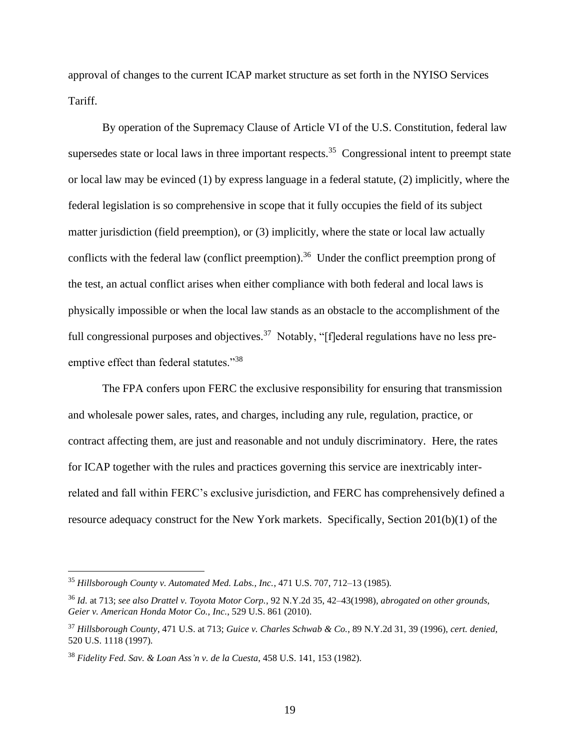approval of changes to the current ICAP market structure as set forth in the NYISO Services Tariff.

By operation of the Supremacy Clause of Article VI of the U.S. Constitution, federal law supersedes state or local laws in three important respects.[35] Congressional intent to preempt state or local law may be evinced (1) by express language in a federal statute, (2) implicitly, where the federal legislation is so comprehensive in scope that it fully occupies the field of its subject matter jurisdiction (field preemption), or (3) implicitly, where the state or local law actually conflicts with the federal law (conflict preemption).[36] Under the conflict preemption prong of the test, an actual conflict arises when either compliance with both federal and local laws is physically impossible or when the local law stands as an obstacle to the accomplishment of the full congressional purposes and objectives.[37] Notably, "[f]ederal regulations have no less pre-emptive effect than federal statutes."[38]

The FPA confers upon FERC the exclusive responsibility for ensuring that transmission and wholesale power sales, rates, and charges, including any rule, regulation, practice, or contract affecting them, are just and reasonable and not unduly discriminatory. Here, the rates for ICAP together with the rules and practices governing this service are inextricably inter-related and fall within FERC's exclusive jurisdiction, and FERC has comprehensively defined a resource adequacy construct for the New York markets. Specifically, Section 201(b)(1) of the

---

[35] *Hillsborough County v. Automated Med. Labs., Inc.*, 471 U.S. 707, 712–13 (1985).

[36] *Id.* at 713; *see also Drattel v. Toyota Motor Corp.*, 92 N.Y.2d 35, 42–43(1998), *abrogated on other grounds*, *Geier v. American Honda Motor Co., Inc.*, 529 U.S. 861 (2010).

[37] *Hillsborough County*, 471 U.S. at 713; *Guice v. Charles Schwab & Co.*, 89 N.Y.2d 31, 39 (1996), *cert. denied,* 520 U.S. 1118 (1997).

[38] *Fidelity Fed. Sav. & Loan Ass'n v. de la Cuesta*, 458 U.S. 141, 153 (1982).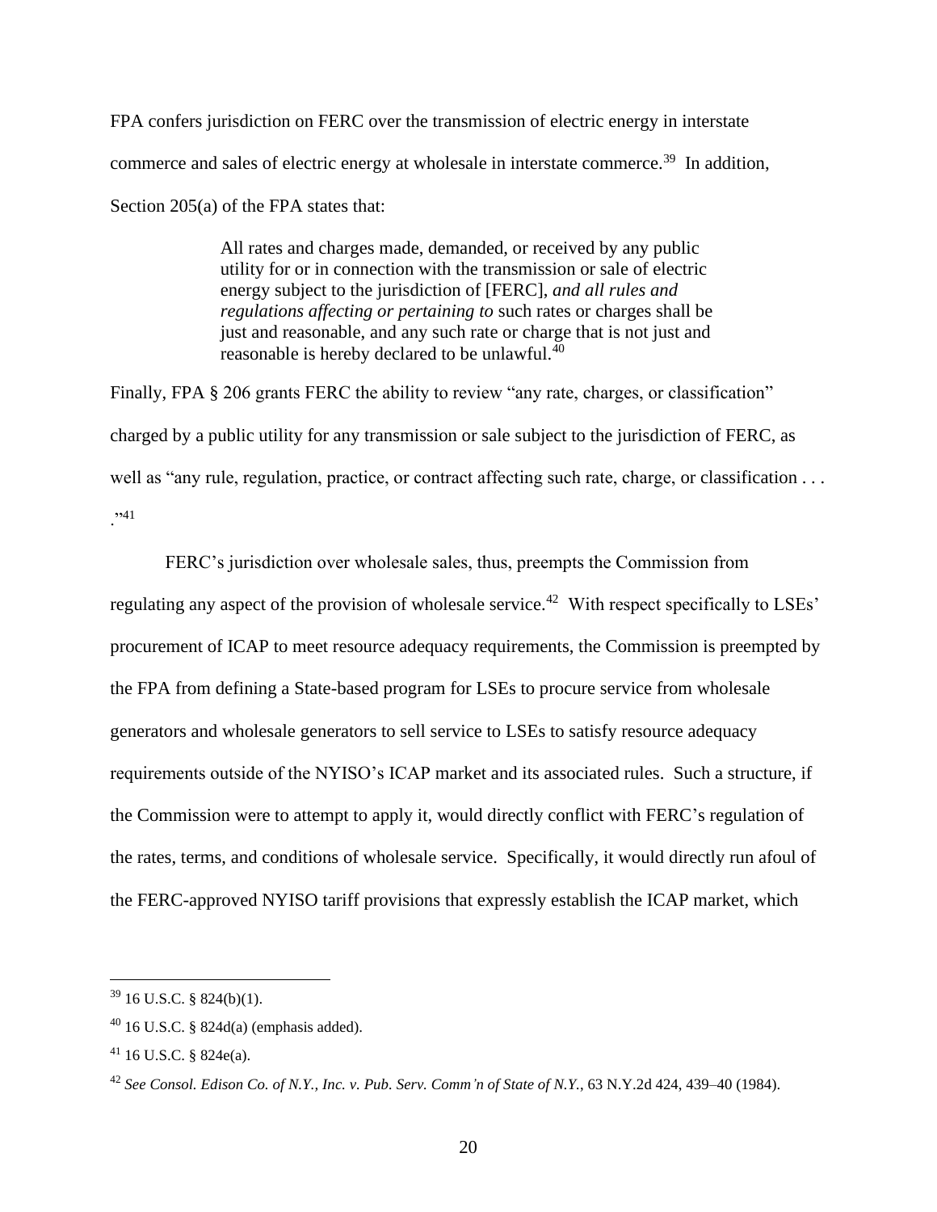FPA confers jurisdiction on FERC over the transmission of electric energy in interstate commerce and sales of electric energy at wholesale in interstate commerce.[39] In addition, Section 205(a) of the FPA states that:

> All rates and charges made, demanded, or received by any public utility for or in connection with the transmission or sale of electric energy subject to the jurisdiction of [FERC], *and all rules and regulations affecting or pertaining to* such rates or charges shall be just and reasonable, and any such rate or charge that is not just and reasonable is hereby declared to be unlawful.[40]

Finally, FPA § 206 grants FERC the ability to review "any rate, charges, or classification" charged by a public utility for any transmission or sale subject to the jurisdiction of FERC, as well as "any rule, regulation, practice, or contract affecting such rate, charge, or classification . . . ."[41]

FERC's jurisdiction over wholesale sales, thus, preempts the Commission from regulating any aspect of the provision of wholesale service.[42] With respect specifically to LSEs' procurement of ICAP to meet resource adequacy requirements, the Commission is preempted by the FPA from defining a State-based program for LSEs to procure service from wholesale generators and wholesale generators to sell service to LSEs to satisfy resource adequacy requirements outside of the NYISO's ICAP market and its associated rules. Such a structure, if the Commission were to attempt to apply it, would directly conflict with FERC's regulation of the rates, terms, and conditions of wholesale service. Specifically, it would directly run afoul of the FERC-approved NYISO tariff provisions that expressly establish the ICAP market, which

---

[39] 16 U.S.C. § 824(b)(1).

[40] 16 U.S.C. § 824d(a) (emphasis added).

[41] 16 U.S.C. § 824e(a).

[42] *See Consol. Edison Co. of N.Y., Inc. v. Pub. Serv. Comm'n of State of N.Y.*, 63 N.Y.2d 424, 439–40 (1984).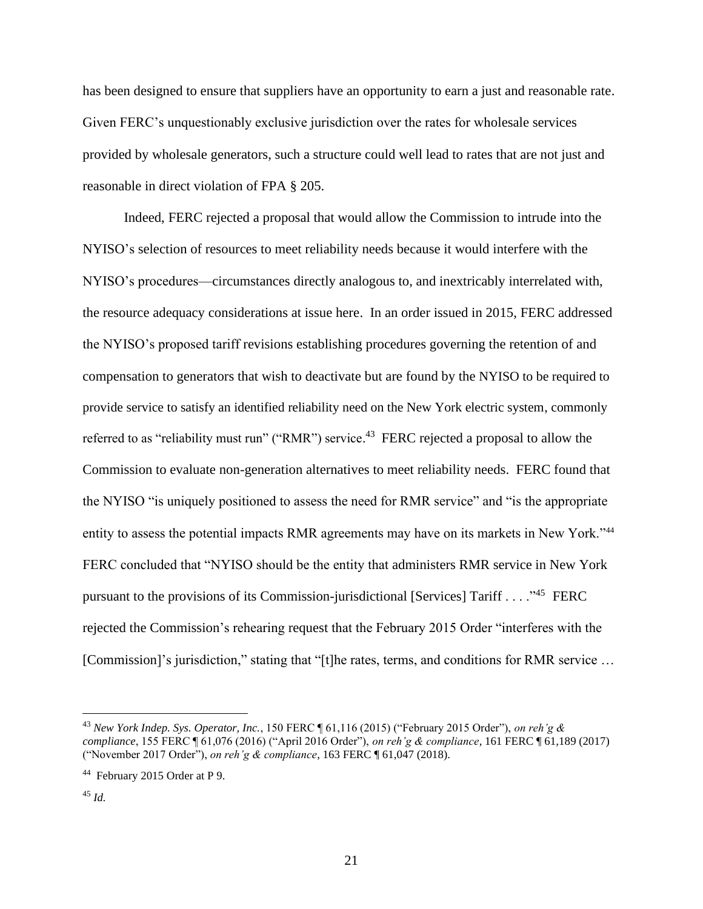has been designed to ensure that suppliers have an opportunity to earn a just and reasonable rate. Given FERC's unquestionably exclusive jurisdiction over the rates for wholesale services provided by wholesale generators, such a structure could well lead to rates that are not just and reasonable in direct violation of FPA § 205.

Indeed, FERC rejected a proposal that would allow the Commission to intrude into the NYISO's selection of resources to meet reliability needs because it would interfere with the NYISO's procedures—circumstances directly analogous to, and inextricably interrelated with, the resource adequacy considerations at issue here. In an order issued in 2015, FERC addressed the NYISO's proposed tariff revisions establishing procedures governing the retention of and compensation to generators that wish to deactivate but are found by the NYISO to be required to provide service to satisfy an identified reliability need on the New York electric system, commonly referred to as "reliability must run" ("RMR") service.[43] FERC rejected a proposal to allow the Commission to evaluate non-generation alternatives to meet reliability needs. FERC found that the NYISO "is uniquely positioned to assess the need for RMR service" and "is the appropriate entity to assess the potential impacts RMR agreements may have on its markets in New York."[44] FERC concluded that "NYISO should be the entity that administers RMR service in New York pursuant to the provisions of its Commission-jurisdictional [Services] Tariff . . . ."[45] FERC rejected the Commission's rehearing request that the February 2015 Order "interferes with the [Commission]'s jurisdiction," stating that "[t]he rates, terms, and conditions for RMR service …

---

[43] *New York Indep. Sys. Operator, Inc.*, 150 FERC ¶ 61,116 (2015) ("February 2015 Order"), *on reh'g & compliance*, 155 FERC ¶ 61,076 (2016) ("April 2016 Order"), *on reh'g & compliance*, 161 FERC ¶ 61,189 (2017) ("November 2017 Order"), *on reh'g & compliance*, 163 FERC ¶ 61,047 (2018).

[44] February 2015 Order at P 9.

[45] *Id.*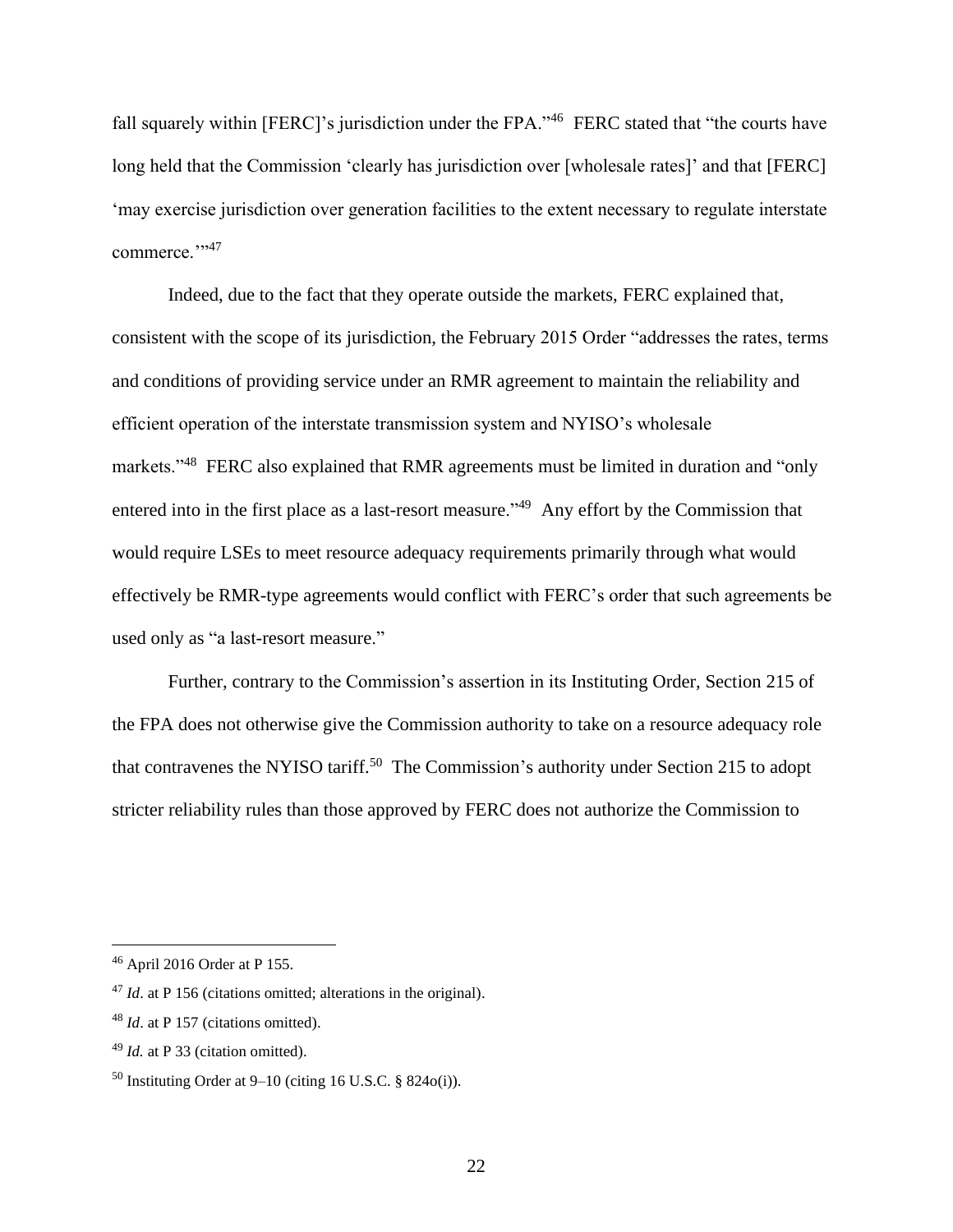fall squarely within [FERC]'s jurisdiction under the FPA."[46] FERC stated that "the courts have long held that the Commission 'clearly has jurisdiction over [wholesale rates]' and that [FERC] 'may exercise jurisdiction over generation facilities to the extent necessary to regulate interstate commerce.'"[47]

Indeed, due to the fact that they operate outside the markets, FERC explained that, consistent with the scope of its jurisdiction, the February 2015 Order "addresses the rates, terms and conditions of providing service under an RMR agreement to maintain the reliability and efficient operation of the interstate transmission system and NYISO's wholesale markets."[48] FERC also explained that RMR agreements must be limited in duration and "only entered into in the first place as a last-resort measure."[49] Any effort by the Commission that would require LSEs to meet resource adequacy requirements primarily through what would effectively be RMR-type agreements would conflict with FERC's order that such agreements be used only as "a last-resort measure."

Further, contrary to the Commission's assertion in its Instituting Order, Section 215 of the FPA does not otherwise give the Commission authority to take on a resource adequacy role that contravenes the NYISO tariff.[50] The Commission's authority under Section 215 to adopt stricter reliability rules than those approved by FERC does not authorize the Commission to

---

[46] April 2016 Order at P 155.

[47] *Id*. at P 156 (citations omitted; alterations in the original).

[48] *Id*. at P 157 (citations omitted).

[49] *Id.* at P 33 (citation omitted).

[50] Instituting Order at 9–10 (citing 16 U.S.C. § 824o(i)).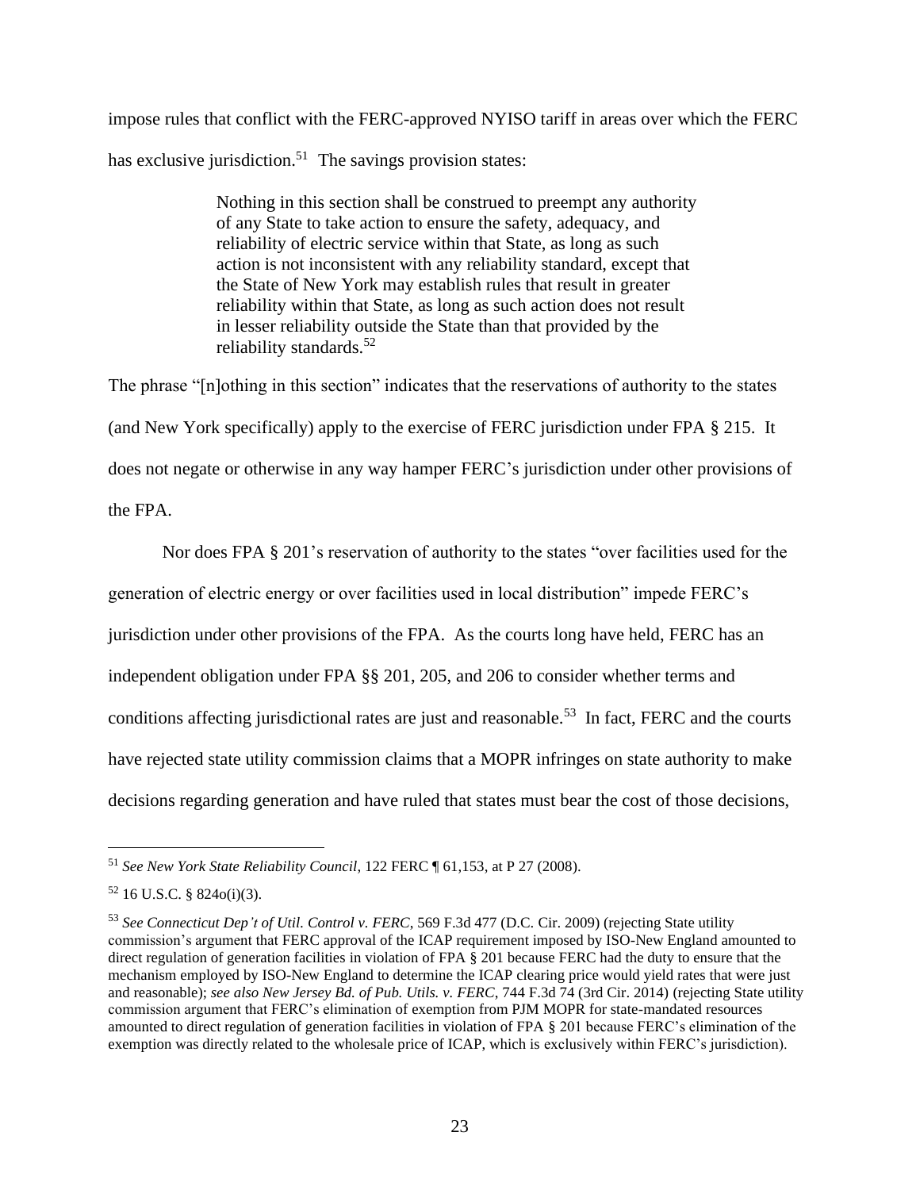impose rules that conflict with the FERC-approved NYISO tariff in areas over which the FERC has exclusive jurisdiction.[51] The savings provision states:

> Nothing in this section shall be construed to preempt any authority of any State to take action to ensure the safety, adequacy, and reliability of electric service within that State, as long as such action is not inconsistent with any reliability standard, except that the State of New York may establish rules that result in greater reliability within that State, as long as such action does not result in lesser reliability outside the State than that provided by the reliability standards.[52]

The phrase "[n]othing in this section" indicates that the reservations of authority to the states (and New York specifically) apply to the exercise of FERC jurisdiction under FPA § 215. It does not negate or otherwise in any way hamper FERC's jurisdiction under other provisions of the FPA.

Nor does FPA § 201's reservation of authority to the states "over facilities used for the generation of electric energy or over facilities used in local distribution" impede FERC's jurisdiction under other provisions of the FPA. As the courts long have held, FERC has an independent obligation under FPA §§ 201, 205, and 206 to consider whether terms and conditions affecting jurisdictional rates are just and reasonable.[53] In fact, FERC and the courts have rejected state utility commission claims that a MOPR infringes on state authority to make decisions regarding generation and have ruled that states must bear the cost of those decisions,

---

[51] *See New York State Reliability Council*, 122 FERC ¶ 61,153, at P 27 (2008).

[52] 16 U.S.C. § 824o(i)(3).

[53] *See Connecticut Dep't of Util. Control v. FERC*, 569 F.3d 477 (D.C. Cir. 2009) (rejecting State utility commission's argument that FERC approval of the ICAP requirement imposed by ISO-New England amounted to direct regulation of generation facilities in violation of FPA § 201 because FERC had the duty to ensure that the mechanism employed by ISO-New England to determine the ICAP clearing price would yield rates that were just and reasonable); *see also New Jersey Bd. of Pub. Utils. v. FERC*, 744 F.3d 74 (3rd Cir. 2014) (rejecting State utility commission argument that FERC's elimination of exemption from PJM MOPR for state-mandated resources amounted to direct regulation of generation facilities in violation of FPA § 201 because FERC's elimination of the exemption was directly related to the wholesale price of ICAP, which is exclusively within FERC's jurisdiction).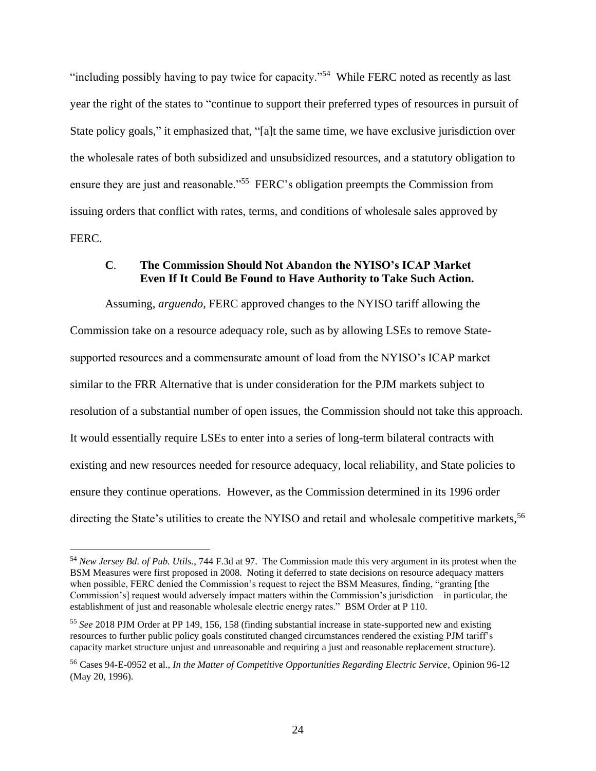"including possibly having to pay twice for capacity."[54] While FERC noted as recently as last year the right of the states to "continue to support their preferred types of resources in pursuit of State policy goals," it emphasized that, "[a]t the same time, we have exclusive jurisdiction over the wholesale rates of both subsidized and unsubsidized resources, and a statutory obligation to ensure they are just and reasonable."[55] FERC's obligation preempts the Commission from issuing orders that conflict with rates, terms, and conditions of wholesale sales approved by FERC.

### C. The Commission Should Not Abandon the NYISO's ICAP Market Even If It Could Be Found to Have Authority to Take Such Action.

Assuming, *arguendo*, FERC approved changes to the NYISO tariff allowing the Commission take on a resource adequacy role, such as by allowing LSEs to remove State-supported resources and a commensurate amount of load from the NYISO's ICAP market similar to the FRR Alternative that is under consideration for the PJM markets subject to resolution of a substantial number of open issues, the Commission should not take this approach. It would essentially require LSEs to enter into a series of long-term bilateral contracts with existing and new resources needed for resource adequacy, local reliability, and State policies to ensure they continue operations. However, as the Commission determined in its 1996 order directing the State's utilities to create the NYISO and retail and wholesale competitive markets,[56]

---

[54] *New Jersey Bd. of Pub. Utils.*, 744 F.3d at 97. The Commission made this very argument in its protest when the BSM Measures were first proposed in 2008. Noting it deferred to state decisions on resource adequacy matters when possible, FERC denied the Commission's request to reject the BSM Measures, finding, "granting [the Commission's] request would adversely impact matters within the Commission's jurisdiction – in particular, the establishment of just and reasonable wholesale electric energy rates." BSM Order at P 110.

[55] *See* 2018 PJM Order at PP 149, 156, 158 (finding substantial increase in state-supported new and existing resources to further public policy goals constituted changed circumstances rendered the existing PJM tariff's capacity market structure unjust and unreasonable and requiring a just and reasonable replacement structure).

[56] Cases 94-E-0952 et al., *In the Matter of Competitive Opportunities Regarding Electric Service*, Opinion 96-12 (May 20, 1996).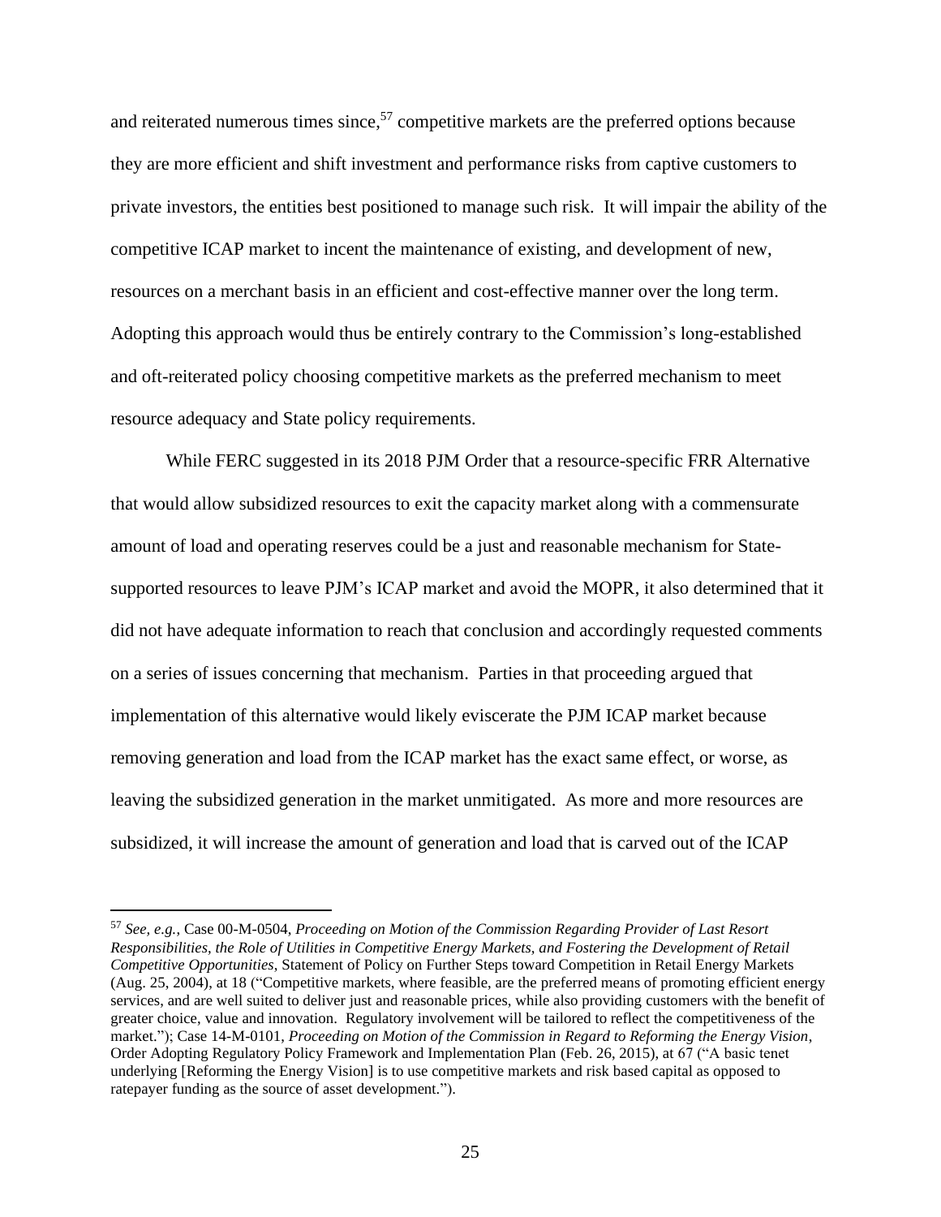and reiterated numerous times since,[57] competitive markets are the preferred options because they are more efficient and shift investment and performance risks from captive customers to private investors, the entities best positioned to manage such risk. It will impair the ability of the competitive ICAP market to incent the maintenance of existing, and development of new, resources on a merchant basis in an efficient and cost-effective manner over the long term. Adopting this approach would thus be entirely contrary to the Commission's long-established and oft-reiterated policy choosing competitive markets as the preferred mechanism to meet resource adequacy and State policy requirements.

While FERC suggested in its 2018 PJM Order that a resource-specific FRR Alternative that would allow subsidized resources to exit the capacity market along with a commensurate amount of load and operating reserves could be a just and reasonable mechanism for State-supported resources to leave PJM's ICAP market and avoid the MOPR, it also determined that it did not have adequate information to reach that conclusion and accordingly requested comments on a series of issues concerning that mechanism. Parties in that proceeding argued that implementation of this alternative would likely eviscerate the PJM ICAP market because removing generation and load from the ICAP market has the exact same effect, or worse, as leaving the subsidized generation in the market unmitigated. As more and more resources are subsidized, it will increase the amount of generation and load that is carved out of the ICAP

---

[57] *See, e.g.*, Case 00-M-0504, *Proceeding on Motion of the Commission Regarding Provider of Last Resort Responsibilities, the Role of Utilities in Competitive Energy Markets, and Fostering the Development of Retail Competitive Opportunities*, Statement of Policy on Further Steps toward Competition in Retail Energy Markets (Aug. 25, 2004), at 18 ("Competitive markets, where feasible, are the preferred means of promoting efficient energy services, and are well suited to deliver just and reasonable prices, while also providing customers with the benefit of greater choice, value and innovation. Regulatory involvement will be tailored to reflect the competitiveness of the market."); Case 14-M-0101, *Proceeding on Motion of the Commission in Regard to Reforming the Energy Vision*, Order Adopting Regulatory Policy Framework and Implementation Plan (Feb. 26, 2015), at 67 ("A basic tenet underlying [Reforming the Energy Vision] is to use competitive markets and risk based capital as opposed to ratepayer funding as the source of asset development.").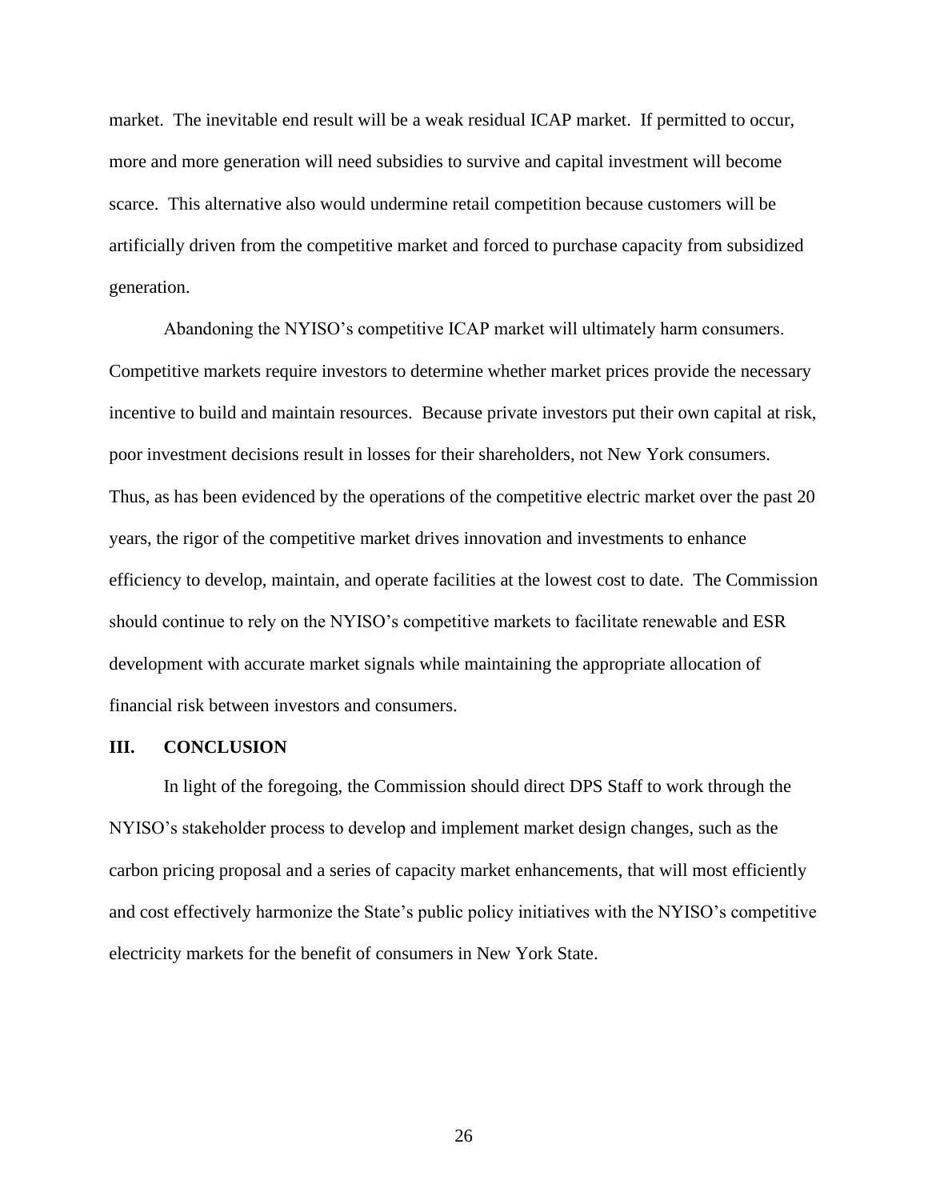market. The inevitable end result will be a weak residual ICAP market. If permitted to occur, more and more generation will need subsidies to survive and capital investment will become scarce. This alternative also would undermine retail competition because customers will be artificially driven from the competitive market and forced to purchase capacity from subsidized generation.

Abandoning the NYISO's competitive ICAP market will ultimately harm consumers. Competitive markets require investors to determine whether market prices provide the necessary incentive to build and maintain resources. Because private investors put their own capital at risk, poor investment decisions result in losses for their shareholders, not New York consumers. Thus, as has been evidenced by the operations of the competitive electric market over the past 20 years, the rigor of the competitive market drives innovation and investments to enhance efficiency to develop, maintain, and operate facilities at the lowest cost to date. The Commission should continue to rely on the NYISO's competitive markets to facilitate renewable and ESR development with accurate market signals while maintaining the appropriate allocation of financial risk between investors and consumers.

## III. CONCLUSION

In light of the foregoing, the Commission should direct DPS Staff to work through the NYISO's stakeholder process to develop and implement market design changes, such as the carbon pricing proposal and a series of capacity market enhancements, that will most efficiently and cost effectively harmonize the State's public policy initiatives with the NYISO's competitive electricity markets for the benefit of consumers in New York State.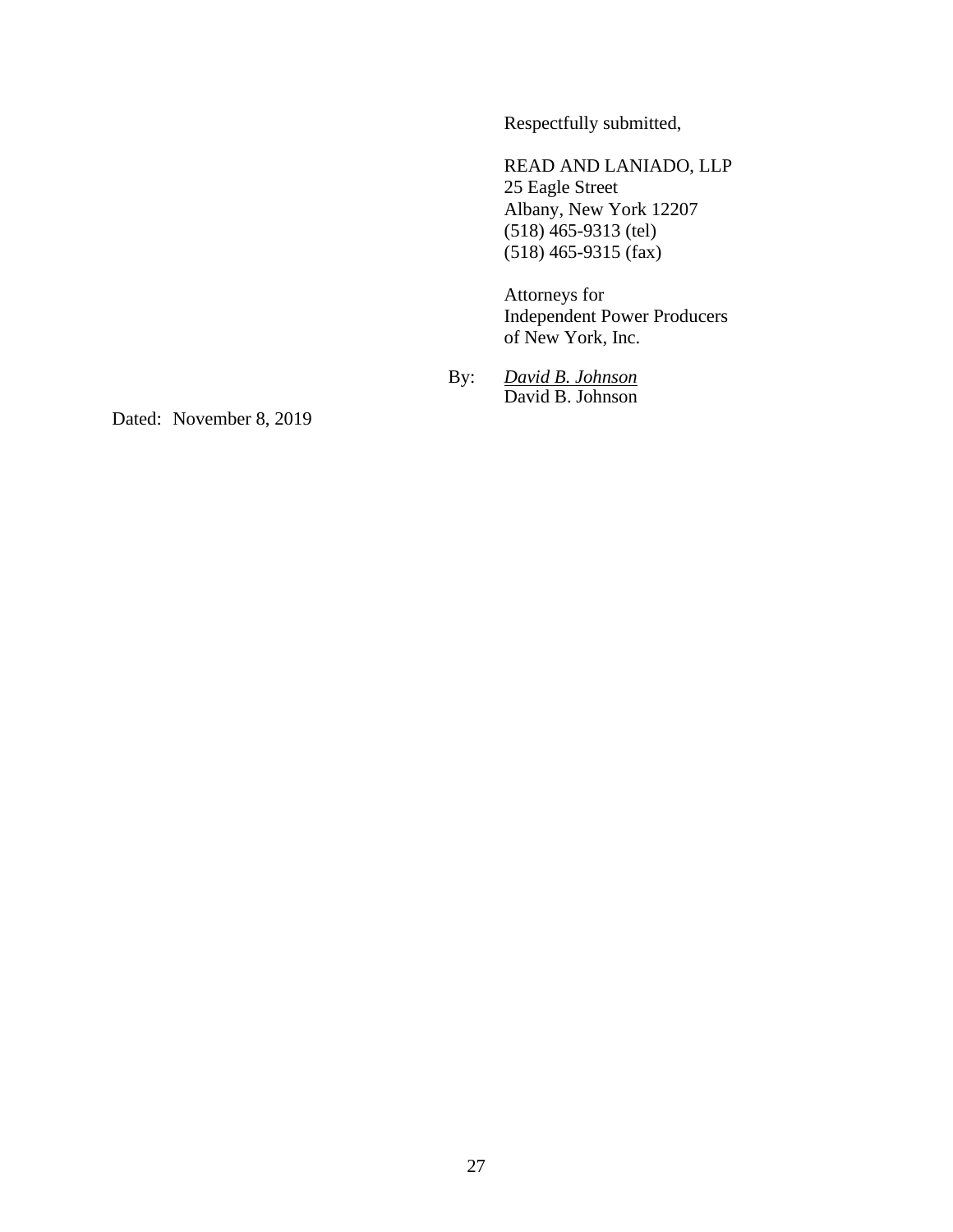Respectfully submitted,

READ AND LANIADO, LLP
25 Eagle Street
Albany, New York 12207
(518) 465-9313 (tel)
(518) 465-9315 (fax)

Attorneys for
Independent Power Producers
of New York, Inc.

By: *David B. Johnson*
David B. Johnson

Dated: November 8, 2019